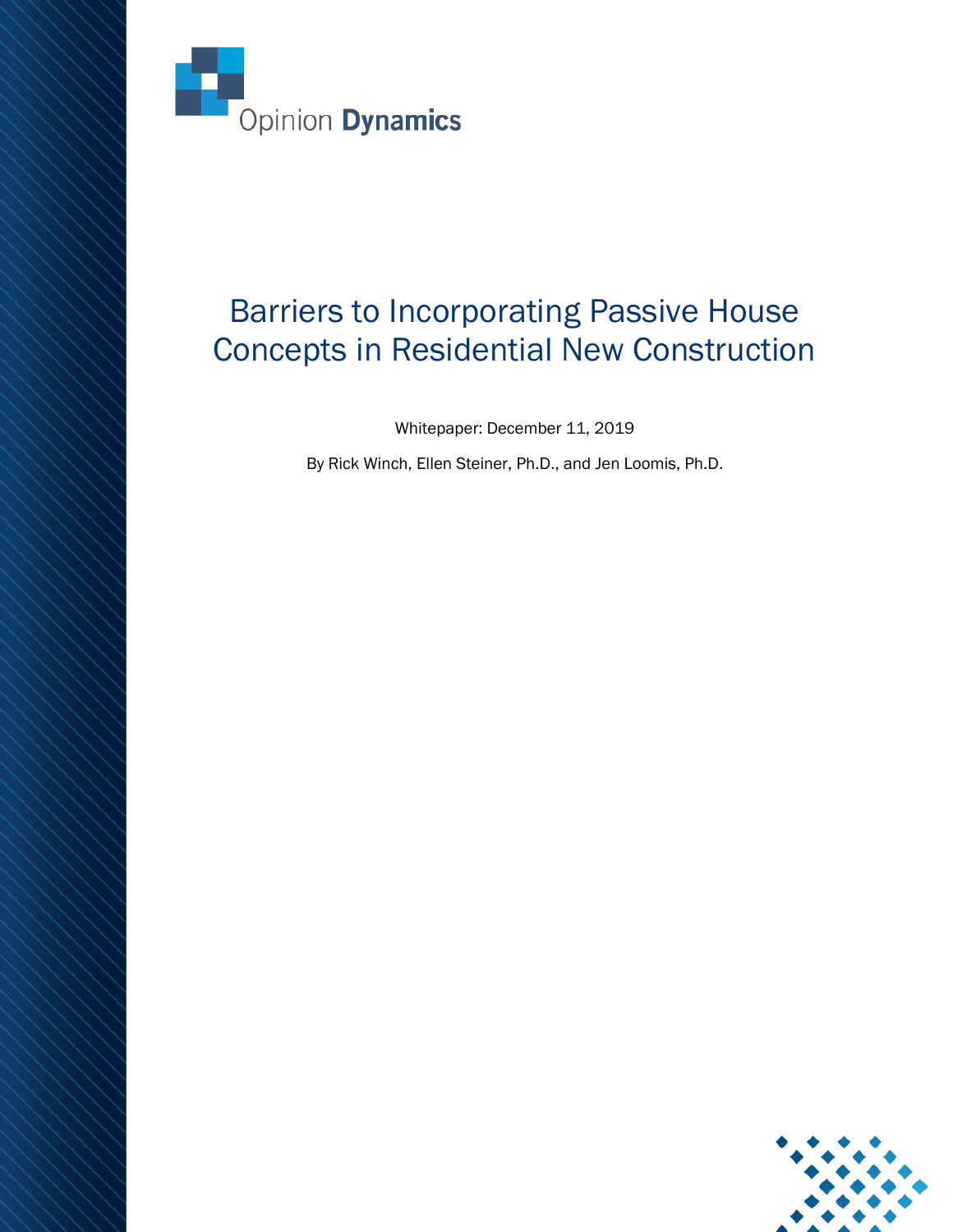Opinion Dynamics

# Barriers to Incorporating Passive House Concepts in Residential New Construction

Whitepaper: December 11, 2019

By Rick Winch, Ellen Steiner, Ph.D., and Jen Loomis, Ph.D.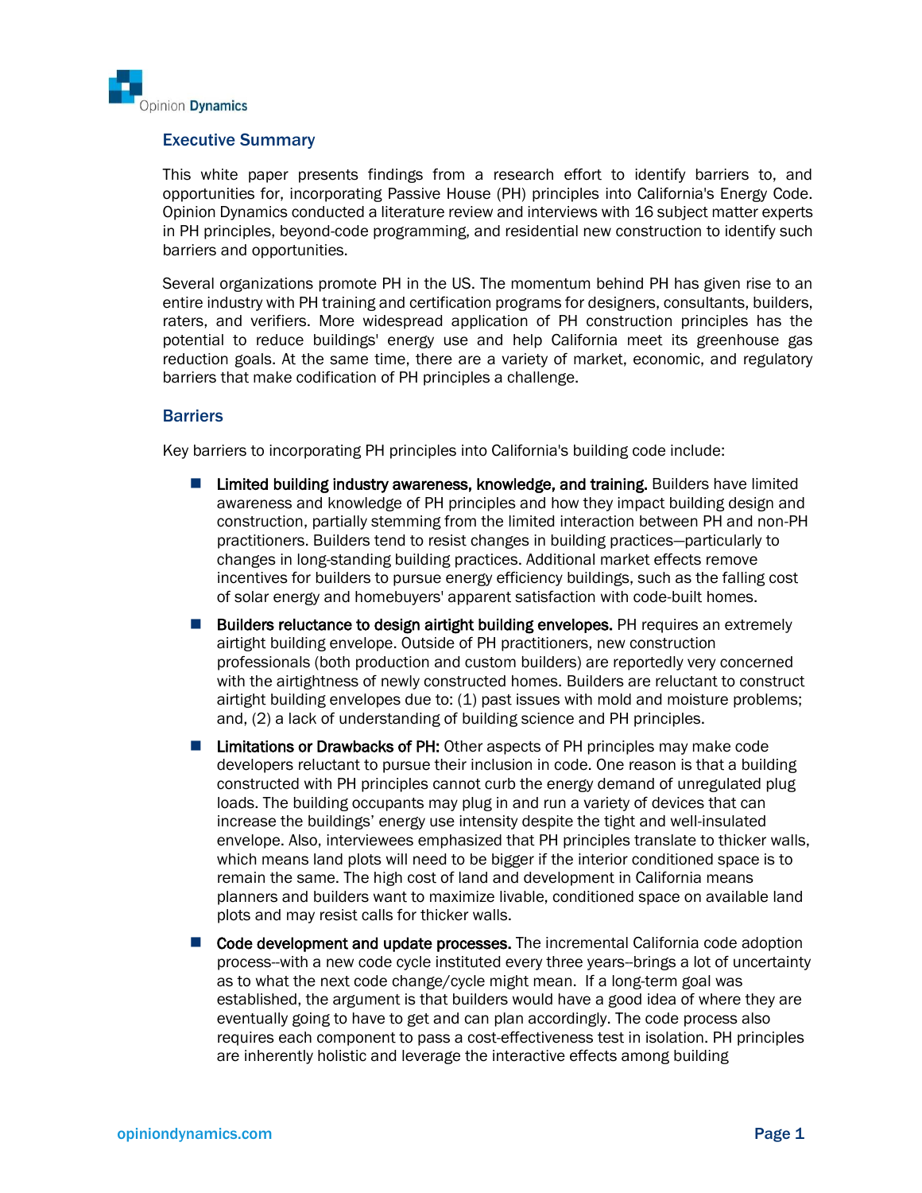## Executive Summary

This white paper presents findings from a research effort to identify barriers to, and opportunities for, incorporating Passive House (PH) principles into California's Energy Code. Opinion Dynamics conducted a literature review and interviews with 16 subject matter experts in PH principles, beyond-code programming, and residential new construction to identify such barriers and opportunities.

Several organizations promote PH in the US. The momentum behind PH has given rise to an entire industry with PH training and certification programs for designers, consultants, builders, raters, and verifiers. More widespread application of PH construction principles has the potential to reduce buildings' energy use and help California meet its greenhouse gas reduction goals. At the same time, there are a variety of market, economic, and regulatory barriers that make codification of PH principles a challenge.

### Barriers

Key barriers to incorporating PH principles into California's building code include:

- **Limited building industry awareness, knowledge, and training.** Builders have limited awareness and knowledge of PH principles and how they impact building design and construction, partially stemming from the limited interaction between PH and non-PH practitioners. Builders tend to resist changes in building practices—particularly to changes in long-standing building practices. Additional market effects remove incentives for builders to pursue energy efficiency buildings, such as the falling cost of solar energy and homebuyers' apparent satisfaction with code-built homes.
- **Builders reluctance to design airtight building envelopes.** PH requires an extremely airtight building envelope. Outside of PH practitioners, new construction professionals (both production and custom builders) are reportedly very concerned with the airtightness of newly constructed homes. Builders are reluctant to construct airtight building envelopes due to: (1) past issues with mold and moisture problems; and, (2) a lack of understanding of building science and PH principles.
- **Limitations or Drawbacks of PH:** Other aspects of PH principles may make code developers reluctant to pursue their inclusion in code. One reason is that a building constructed with PH principles cannot curb the energy demand of unregulated plug loads. The building occupants may plug in and run a variety of devices that can increase the buildings' energy use intensity despite the tight and well-insulated envelope. Also, interviewees emphasized that PH principles translate to thicker walls, which means land plots will need to be bigger if the interior conditioned space is to remain the same. The high cost of land and development in California means planners and builders want to maximize livable, conditioned space on available land plots and may resist calls for thicker walls.
- **Code development and update processes.** The incremental California code adoption process--with a new code cycle instituted every three years--brings a lot of uncertainty as to what the next code change/cycle might mean. If a long-term goal was established, the argument is that builders would have a good idea of where they are eventually going to have to get and can plan accordingly. The code process also requires each component to pass a cost-effectiveness test in isolation. PH principles are inherently holistic and leverage the interactive effects among building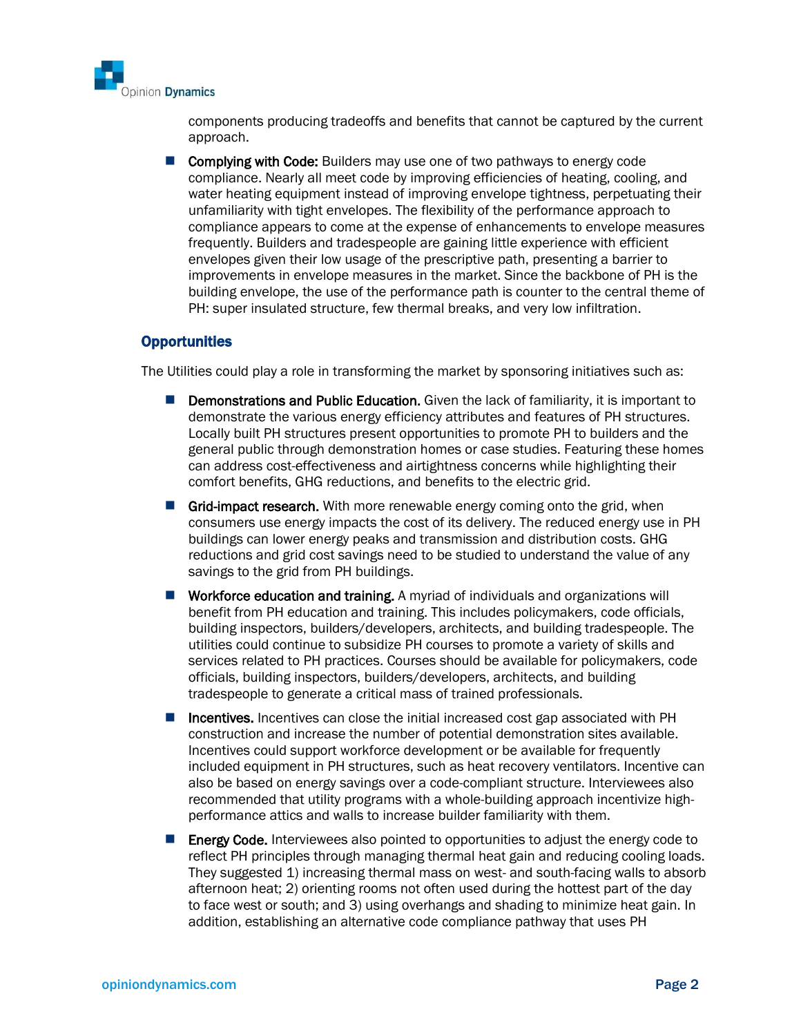components producing tradeoffs and benefits that cannot be captured by the current approach.

- **Complying with Code:** Builders may use one of two pathways to energy code compliance. Nearly all meet code by improving efficiencies of heating, cooling, and water heating equipment instead of improving envelope tightness, perpetuating their unfamiliarity with tight envelopes. The flexibility of the performance approach to compliance appears to come at the expense of enhancements to envelope measures frequently. Builders and tradespeople are gaining little experience with efficient envelopes given their low usage of the prescriptive path, presenting a barrier to improvements in envelope measures in the market. Since the backbone of PH is the building envelope, the use of the performance path is counter to the central theme of PH: super insulated structure, few thermal breaks, and very low infiltration.

### Opportunities

The Utilities could play a role in transforming the market by sponsoring initiatives such as:

- **Demonstrations and Public Education.** Given the lack of familiarity, it is important to demonstrate the various energy efficiency attributes and features of PH structures. Locally built PH structures present opportunities to promote PH to builders and the general public through demonstration homes or case studies. Featuring these homes can address cost-effectiveness and airtightness concerns while highlighting their comfort benefits, GHG reductions, and benefits to the electric grid.
- **Grid-impact research.** With more renewable energy coming onto the grid, when consumers use energy impacts the cost of its delivery. The reduced energy use in PH buildings can lower energy peaks and transmission and distribution costs. GHG reductions and grid cost savings need to be studied to understand the value of any savings to the grid from PH buildings.
- **Workforce education and training.** A myriad of individuals and organizations will benefit from PH education and training. This includes policymakers, code officials, building inspectors, builders/developers, architects, and building tradespeople. The utilities could continue to subsidize PH courses to promote a variety of skills and services related to PH practices. Courses should be available for policymakers, code officials, building inspectors, builders/developers, architects, and building tradespeople to generate a critical mass of trained professionals.
- **Incentives.** Incentives can close the initial increased cost gap associated with PH construction and increase the number of potential demonstration sites available. Incentives could support workforce development or be available for frequently included equipment in PH structures, such as heat recovery ventilators. Incentive can also be based on energy savings over a code-compliant structure. Interviewees also recommended that utility programs with a whole-building approach incentivize high-performance attics and walls to increase builder familiarity with them.
- **Energy Code.** Interviewees also pointed to opportunities to adjust the energy code to reflect PH principles through managing thermal heat gain and reducing cooling loads. They suggested 1) increasing thermal mass on west- and south-facing walls to absorb afternoon heat; 2) orienting rooms not often used during the hottest part of the day to face west or south; and 3) using overhangs and shading to minimize heat gain. In addition, establishing an alternative code compliance pathway that uses PH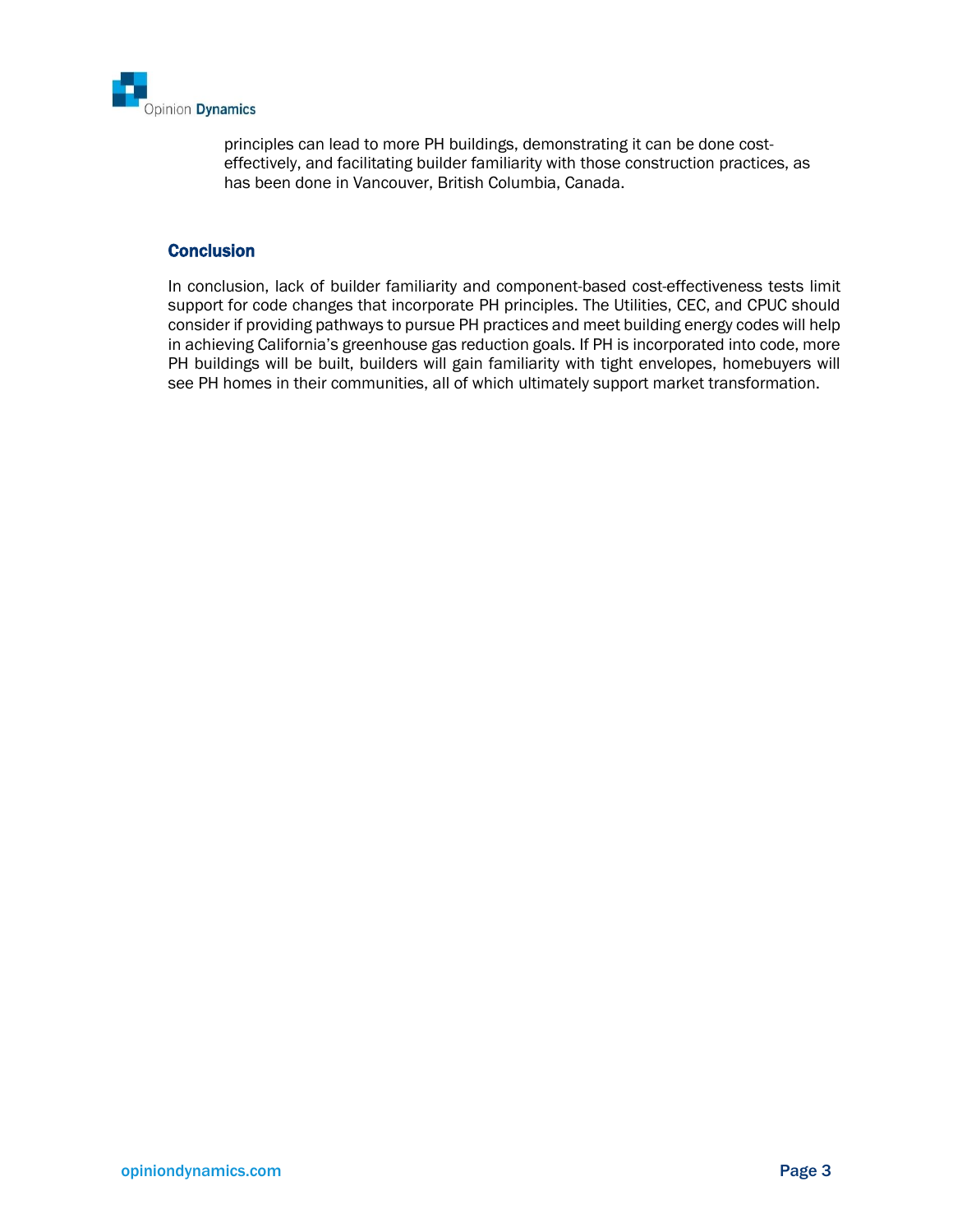principles can lead to more PH buildings, demonstrating it can be done cost-effectively, and facilitating builder familiarity with those construction practices, as has been done in Vancouver, British Columbia, Canada.

### Conclusion

In conclusion, lack of builder familiarity and component-based cost-effectiveness tests limit support for code changes that incorporate PH principles. The Utilities, CEC, and CPUC should consider if providing pathways to pursue PH practices and meet building energy codes will help in achieving California's greenhouse gas reduction goals. If PH is incorporated into code, more PH buildings will be built, builders will gain familiarity with tight envelopes, homebuyers will see PH homes in their communities, all of which ultimately support market transformation.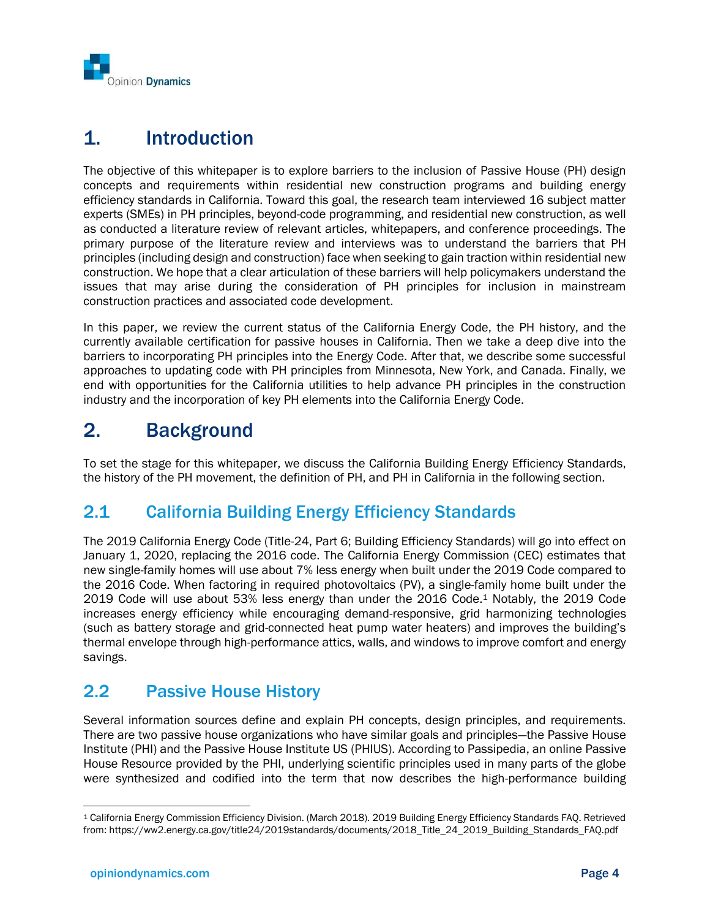# 1. Introduction

The objective of this whitepaper is to explore barriers to the inclusion of Passive House (PH) design concepts and requirements within residential new construction programs and building energy efficiency standards in California. Toward this goal, the research team interviewed 16 subject matter experts (SMEs) in PH principles, beyond-code programming, and residential new construction, as well as conducted a literature review of relevant articles, whitepapers, and conference proceedings. The primary purpose of the literature review and interviews was to understand the barriers that PH principles (including design and construction) face when seeking to gain traction within residential new construction. We hope that a clear articulation of these barriers will help policymakers understand the issues that may arise during the consideration of PH principles for inclusion in mainstream construction practices and associated code development.

In this paper, we review the current status of the California Energy Code, the PH history, and the currently available certification for passive houses in California. Then we take a deep dive into the barriers to incorporating PH principles into the Energy Code. After that, we describe some successful approaches to updating code with PH principles from Minnesota, New York, and Canada. Finally, we end with opportunities for the California utilities to help advance PH principles in the construction industry and the incorporation of key PH elements into the California Energy Code.

# 2. Background

To set the stage for this whitepaper, we discuss the California Building Energy Efficiency Standards, the history of the PH movement, the definition of PH, and PH in California in the following section.

## 2.1 California Building Energy Efficiency Standards

The 2019 California Energy Code (Title-24, Part 6; Building Efficiency Standards) will go into effect on January 1, 2020, replacing the 2016 code. The California Energy Commission (CEC) estimates that new single-family homes will use about 7% less energy when built under the 2019 Code compared to the 2016 Code. When factoring in required photovoltaics (PV), a single-family home built under the 2019 Code will use about 53% less energy than under the 2016 Code.[1] Notably, the 2019 Code increases energy efficiency while encouraging demand-responsive, grid harmonizing technologies (such as battery storage and grid-connected heat pump water heaters) and improves the building's thermal envelope through high-performance attics, walls, and windows to improve comfort and energy savings.

## 2.2 Passive House History

Several information sources define and explain PH concepts, design principles, and requirements. There are two passive house organizations who have similar goals and principles—the Passive House Institute (PHI) and the Passive House Institute US (PHIUS). According to Passipedia, an online Passive House Resource provided by the PHI, underlying scientific principles used in many parts of the globe were synthesized and codified into the term that now describes the high-performance building

---

[1] California Energy Commission Efficiency Division. (March 2018). 2019 Building Energy Efficiency Standards FAQ. Retrieved from: https://ww2.energy.ca.gov/title24/2019standards/documents/2018_Title_24_2019_Building_Standards_FAQ.pdf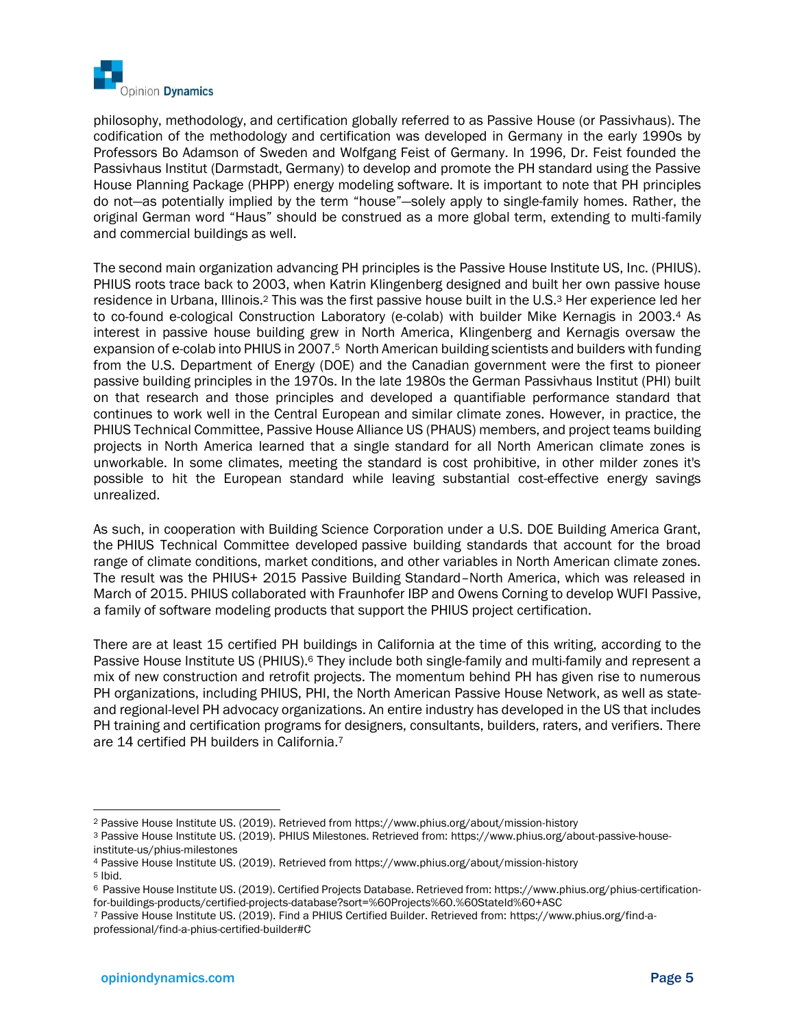philosophy, methodology, and certification globally referred to as Passive House (or Passivhaus). The codification of the methodology and certification was developed in Germany in the early 1990s by Professors Bo Adamson of Sweden and Wolfgang Feist of Germany. In 1996, Dr. Feist founded the Passivhaus Institut (Darmstadt, Germany) to develop and promote the PH standard using the Passive House Planning Package (PHPP) energy modeling software. It is important to note that PH principles do not—as potentially implied by the term "house"—solely apply to single-family homes. Rather, the original German word "Haus" should be construed as a more global term, extending to multi-family and commercial buildings as well.

The second main organization advancing PH principles is the Passive House Institute US, Inc. (PHIUS). PHIUS roots trace back to 2003, when Katrin Klingenberg designed and built her own passive house residence in Urbana, Illinois.[2] This was the first passive house built in the U.S.[3] Her experience led her to co-found e-cological Construction Laboratory (e-colab) with builder Mike Kernagis in 2003.[4] As interest in passive house building grew in North America, Klingenberg and Kernagis oversaw the expansion of e-colab into PHIUS in 2007.[5] North American building scientists and builders with funding from the U.S. Department of Energy (DOE) and the Canadian government were the first to pioneer passive building principles in the 1970s. In the late 1980s the German Passivhaus Institut (PHI) built on that research and those principles and developed a quantifiable performance standard that continues to work well in the Central European and similar climate zones. However, in practice, the PHIUS Technical Committee, Passive House Alliance US (PHAUS) members, and project teams building projects in North America learned that a single standard for all North American climate zones is unworkable. In some climates, meeting the standard is cost prohibitive, in other milder zones it's possible to hit the European standard while leaving substantial cost-effective energy savings unrealized.

As such, in cooperation with Building Science Corporation under a U.S. DOE Building America Grant, the PHIUS Technical Committee developed passive building standards that account for the broad range of climate conditions, market conditions, and other variables in North American climate zones. The result was the PHIUS+ 2015 Passive Building Standard–North America, which was released in March of 2015. PHIUS collaborated with Fraunhofer IBP and Owens Corning to develop WUFI Passive, a family of software modeling products that support the PHIUS project certification.

There are at least 15 certified PH buildings in California at the time of this writing, according to the Passive House Institute US (PHIUS).[6] They include both single-family and multi-family and represent a mix of new construction and retrofit projects. The momentum behind PH has given rise to numerous PH organizations, including PHIUS, PHI, the North American Passive House Network, as well as state- and regional-level PH advocacy organizations. An entire industry has developed in the US that includes PH training and certification programs for designers, consultants, builders, raters, and verifiers. There are 14 certified PH builders in California.[7]

---

[2] Passive House Institute US. (2019). Retrieved from https://www.phius.org/about/mission-history

[3] Passive House Institute US. (2019). PHIUS Milestones. Retrieved from: https://www.phius.org/about-passive-house-institute-us/phius-milestones

[4] Passive House Institute US. (2019). Retrieved from https://www.phius.org/about/mission-history

[5] Ibid.

[6] Passive House Institute US. (2019). Certified Projects Database. Retrieved from: https://www.phius.org/phius-certification-for-buildings-products/certified-projects-database?sort=%60Projects%60.%60StateId%60+ASC

[7] Passive House Institute US. (2019). Find a PHIUS Certified Builder. Retrieved from: https://www.phius.org/find-a-professional/find-a-phius-certified-builder#C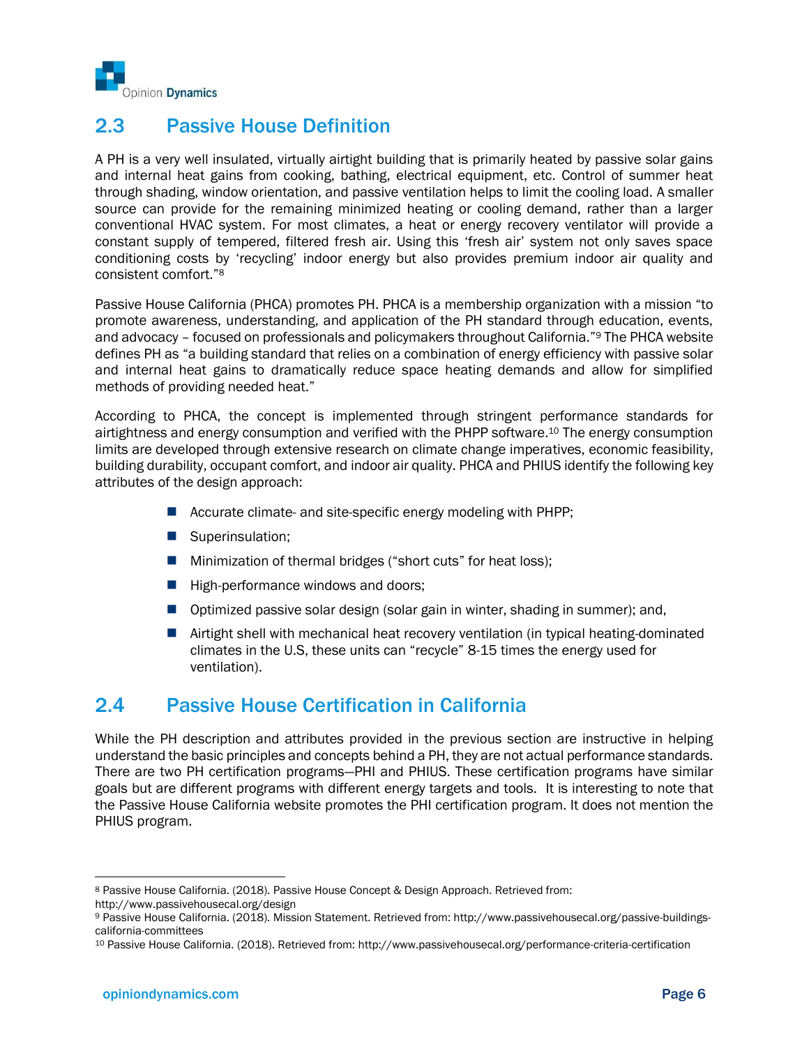## 2.3 Passive House Definition

A PH is a very well insulated, virtually airtight building that is primarily heated by passive solar gains and internal heat gains from cooking, bathing, electrical equipment, etc. Control of summer heat through shading, window orientation, and passive ventilation helps to limit the cooling load. A smaller source can provide for the remaining minimized heating or cooling demand, rather than a larger conventional HVAC system. For most climates, a heat or energy recovery ventilator will provide a constant supply of tempered, filtered fresh air. Using this 'fresh air' system not only saves space conditioning costs by 'recycling' indoor energy but also provides premium indoor air quality and consistent comfort."[8]

Passive House California (PHCA) promotes PH. PHCA is a membership organization with a mission "to promote awareness, understanding, and application of the PH standard through education, events, and advocacy – focused on professionals and policymakers throughout California."[9] The PHCA website defines PH as "a building standard that relies on a combination of energy efficiency with passive solar and internal heat gains to dramatically reduce space heating demands and allow for simplified methods of providing needed heat."

According to PHCA, the concept is implemented through stringent performance standards for airtightness and energy consumption and verified with the PHPP software.[10] The energy consumption limits are developed through extensive research on climate change imperatives, economic feasibility, building durability, occupant comfort, and indoor air quality. PHCA and PHIUS identify the following key attributes of the design approach:

- Accurate climate- and site-specific energy modeling with PHPP;
- Superinsulation;
- Minimization of thermal bridges ("short cuts" for heat loss);
- High-performance windows and doors;
- Optimized passive solar design (solar gain in winter, shading in summer); and,
- Airtight shell with mechanical heat recovery ventilation (in typical heating-dominated climates in the U.S, these units can "recycle" 8-15 times the energy used for ventilation).

## 2.4 Passive House Certification in California

While the PH description and attributes provided in the previous section are instructive in helping understand the basic principles and concepts behind a PH, they are not actual performance standards. There are two PH certification programs—PHI and PHIUS. These certification programs have similar goals but are different programs with different energy targets and tools. It is interesting to note that the Passive House California website promotes the PHI certification program. It does not mention the PHIUS program.

[8] Passive House California. (2018). Passive House Concept & Design Approach. Retrieved from: http://www.passivehousecal.org/design

[9] Passive House California. (2018). Mission Statement. Retrieved from: http://www.passivehousecal.org/passive-buildings-california-committees

[10] Passive House California. (2018). Retrieved from: http://www.passivehousecal.org/performance-criteria-certification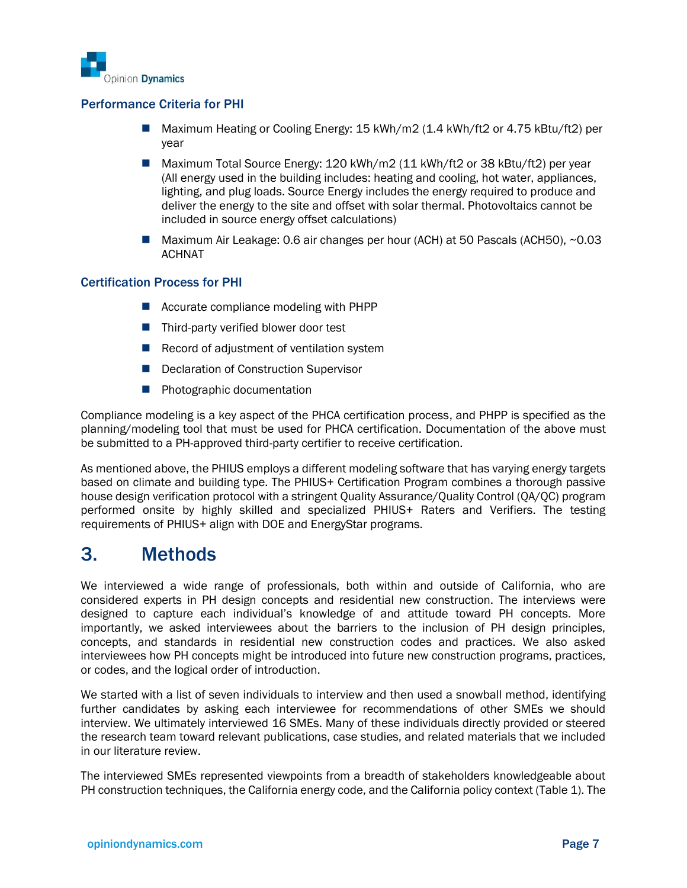### Performance Criteria for PHI

- Maximum Heating or Cooling Energy: 15 kWh/m2 (1.4 kWh/ft2 or 4.75 kBtu/ft2) per year
- Maximum Total Source Energy: 120 kWh/m2 (11 kWh/ft2 or 38 kBtu/ft2) per year (All energy used in the building includes: heating and cooling, hot water, appliances, lighting, and plug loads. Source Energy includes the energy required to produce and deliver the energy to the site and offset with solar thermal. Photovoltaics cannot be included in source energy offset calculations)
- Maximum Air Leakage: 0.6 air changes per hour (ACH) at 50 Pascals (ACH50), ~0.03 ACHNAT

### Certification Process for PHI

- Accurate compliance modeling with PHPP
- Third-party verified blower door test
- Record of adjustment of ventilation system
- Declaration of Construction Supervisor
- Photographic documentation

Compliance modeling is a key aspect of the PHCA certification process, and PHPP is specified as the planning/modeling tool that must be used for PHCA certification. Documentation of the above must be submitted to a PH-approved third-party certifier to receive certification.

As mentioned above, the PHIUS employs a different modeling software that has varying energy targets based on climate and building type. The PHIUS+ Certification Program combines a thorough passive house design verification protocol with a stringent Quality Assurance/Quality Control (QA/QC) program performed onsite by highly skilled and specialized PHIUS+ Raters and Verifiers. The testing requirements of PHIUS+ align with DOE and EnergyStar programs.

# 3. Methods

We interviewed a wide range of professionals, both within and outside of California, who are considered experts in PH design concepts and residential new construction. The interviews were designed to capture each individual's knowledge of and attitude toward PH concepts. More importantly, we asked interviewees about the barriers to the inclusion of PH design principles, concepts, and standards in residential new construction codes and practices. We also asked interviewees how PH concepts might be introduced into future new construction programs, practices, or codes, and the logical order of introduction.

We started with a list of seven individuals to interview and then used a snowball method, identifying further candidates by asking each interviewee for recommendations of other SMEs we should interview. We ultimately interviewed 16 SMEs. Many of these individuals directly provided or steered the research team toward relevant publications, case studies, and related materials that we included in our literature review.

The interviewed SMEs represented viewpoints from a breadth of stakeholders knowledgeable about PH construction techniques, the California energy code, and the California policy context (Table 1). The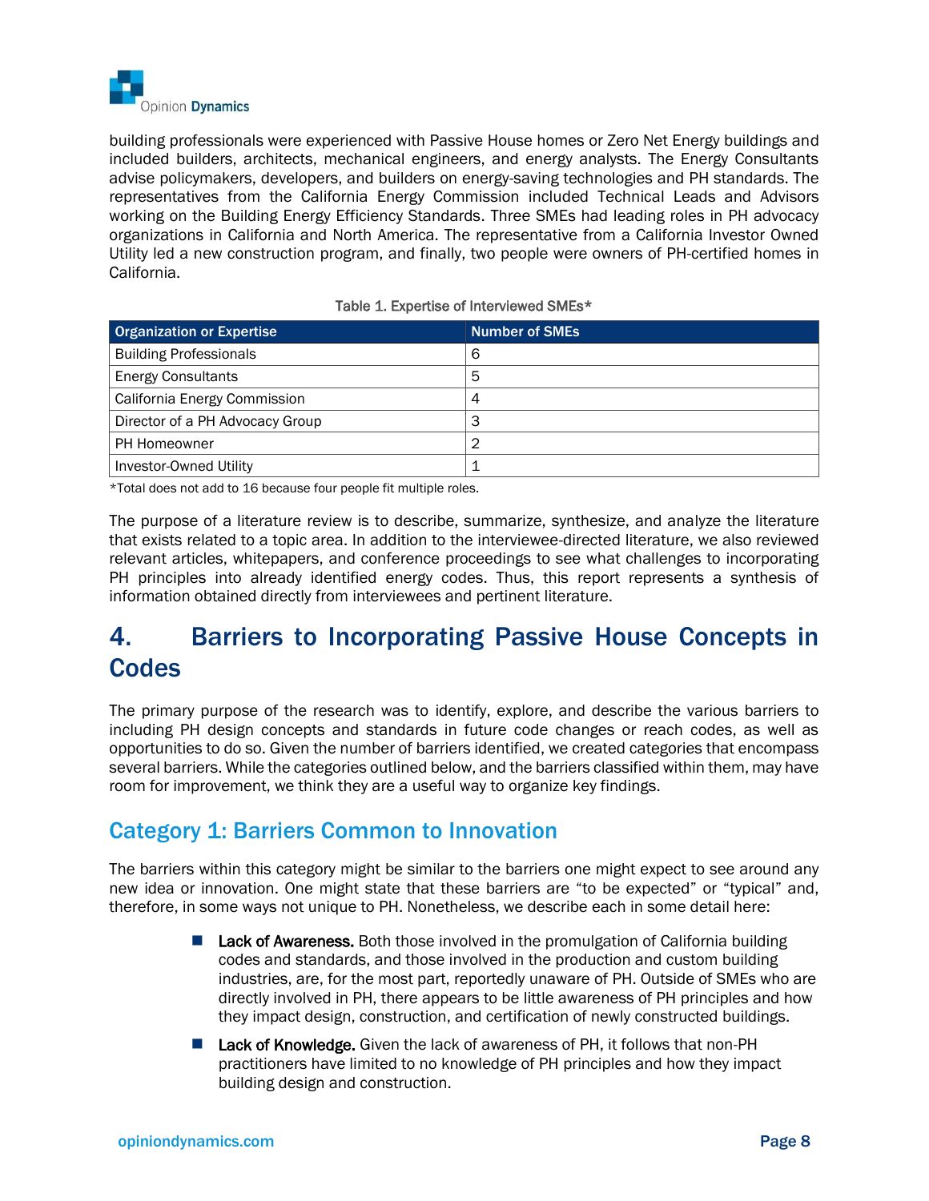building professionals were experienced with Passive House homes or Zero Net Energy buildings and included builders, architects, mechanical engineers, and energy analysts. The Energy Consultants advise policymakers, developers, and builders on energy-saving technologies and PH standards. The representatives from the California Energy Commission included Technical Leads and Advisors working on the Building Energy Efficiency Standards. Three SMEs had leading roles in PH advocacy organizations in California and North America. The representative from a California Investor Owned Utility led a new construction program, and finally, two people were owners of PH-certified homes in California.

Table 1. Expertise of Interviewed SMEs*

| Organization or Expertise | Number of SMEs |
|---|---|
| Building Professionals | 6 |
| Energy Consultants | 5 |
| California Energy Commission | 4 |
| Director of a PH Advocacy Group | 3 |
| PH Homeowner | 2 |
| Investor-Owned Utility | 1 |

*Total does not add to 16 because four people fit multiple roles.

The purpose of a literature review is to describe, summarize, synthesize, and analyze the literature that exists related to a topic area. In addition to the interviewee-directed literature, we also reviewed relevant articles, whitepapers, and conference proceedings to see what challenges to incorporating PH principles into already identified energy codes. Thus, this report represents a synthesis of information obtained directly from interviewees and pertinent literature.

# 4. Barriers to Incorporating Passive House Concepts in Codes

The primary purpose of the research was to identify, explore, and describe the various barriers to including PH design concepts and standards in future code changes or reach codes, as well as opportunities to do so. Given the number of barriers identified, we created categories that encompass several barriers. While the categories outlined below, and the barriers classified within them, may have room for improvement, we think they are a useful way to organize key findings.

## Category 1: Barriers Common to Innovation

The barriers within this category might be similar to the barriers one might expect to see around any new idea or innovation. One might state that these barriers are "to be expected" or "typical" and, therefore, in some ways not unique to PH. Nonetheless, we describe each in some detail here:

- **Lack of Awareness.** Both those involved in the promulgation of California building codes and standards, and those involved in the production and custom building industries, are, for the most part, reportedly unaware of PH. Outside of SMEs who are directly involved in PH, there appears to be little awareness of PH principles and how they impact design, construction, and certification of newly constructed buildings.
- **Lack of Knowledge.** Given the lack of awareness of PH, it follows that non-PH practitioners have limited to no knowledge of PH principles and how they impact building design and construction.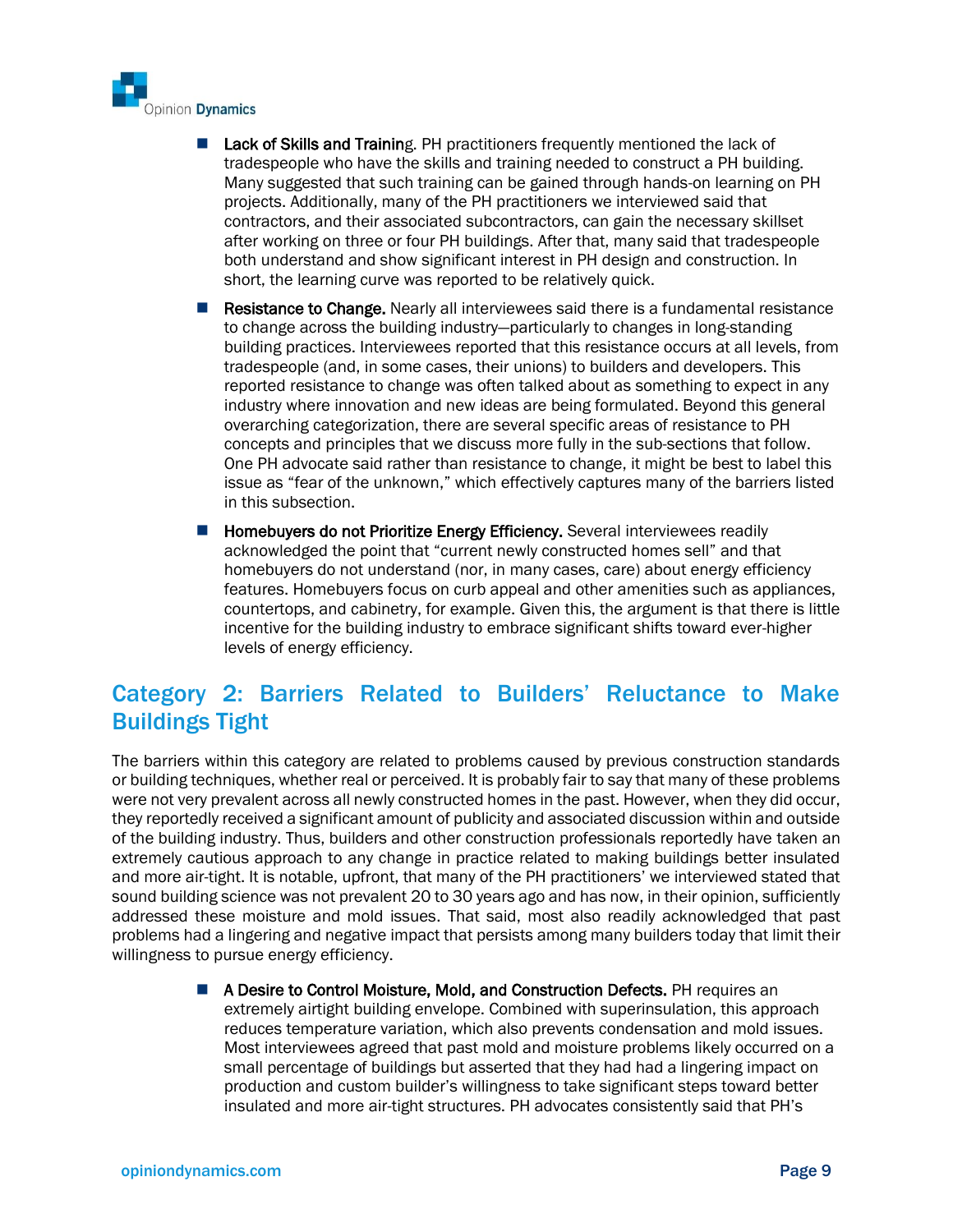- **Lack of Skills and Training.** PH practitioners frequently mentioned the lack of tradespeople who have the skills and training needed to construct a PH building. Many suggested that such training can be gained through hands-on learning on PH projects. Additionally, many of the PH practitioners we interviewed said that contractors, and their associated subcontractors, can gain the necessary skillset after working on three or four PH buildings. After that, many said that tradespeople both understand and show significant interest in PH design and construction. In short, the learning curve was reported to be relatively quick.
- **Resistance to Change.** Nearly all interviewees said there is a fundamental resistance to change across the building industry—particularly to changes in long-standing building practices. Interviewees reported that this resistance occurs at all levels, from tradespeople (and, in some cases, their unions) to builders and developers. This reported resistance to change was often talked about as something to expect in any industry where innovation and new ideas are being formulated. Beyond this general overarching categorization, there are several specific areas of resistance to PH concepts and principles that we discuss more fully in the sub-sections that follow. One PH advocate said rather than resistance to change, it might be best to label this issue as "fear of the unknown," which effectively captures many of the barriers listed in this subsection.
- **Homebuyers do not Prioritize Energy Efficiency.** Several interviewees readily acknowledged the point that "current newly constructed homes sell" and that homebuyers do not understand (nor, in many cases, care) about energy efficiency features. Homebuyers focus on curb appeal and other amenities such as appliances, countertops, and cabinetry, for example. Given this, the argument is that there is little incentive for the building industry to embrace significant shifts toward ever-higher levels of energy efficiency.

## Category 2: Barriers Related to Builders' Reluctance to Make Buildings Tight

The barriers within this category are related to problems caused by previous construction standards or building techniques, whether real or perceived. It is probably fair to say that many of these problems were not very prevalent across all newly constructed homes in the past. However, when they did occur, they reportedly received a significant amount of publicity and associated discussion within and outside of the building industry. Thus, builders and other construction professionals reportedly have taken an extremely cautious approach to any change in practice related to making buildings better insulated and more air-tight. It is notable, upfront, that many of the PH practitioners' we interviewed stated that sound building science was not prevalent 20 to 30 years ago and has now, in their opinion, sufficiently addressed these moisture and mold issues. That said, most also readily acknowledged that past problems had a lingering and negative impact that persists among many builders today that limit their willingness to pursue energy efficiency.

- **A Desire to Control Moisture, Mold, and Construction Defects.** PH requires an extremely airtight building envelope. Combined with superinsulation, this approach reduces temperature variation, which also prevents condensation and mold issues. Most interviewees agreed that past mold and moisture problems likely occurred on a small percentage of buildings but asserted that they had had a lingering impact on production and custom builder's willingness to take significant steps toward better insulated and more air-tight structures. PH advocates consistently said that PH's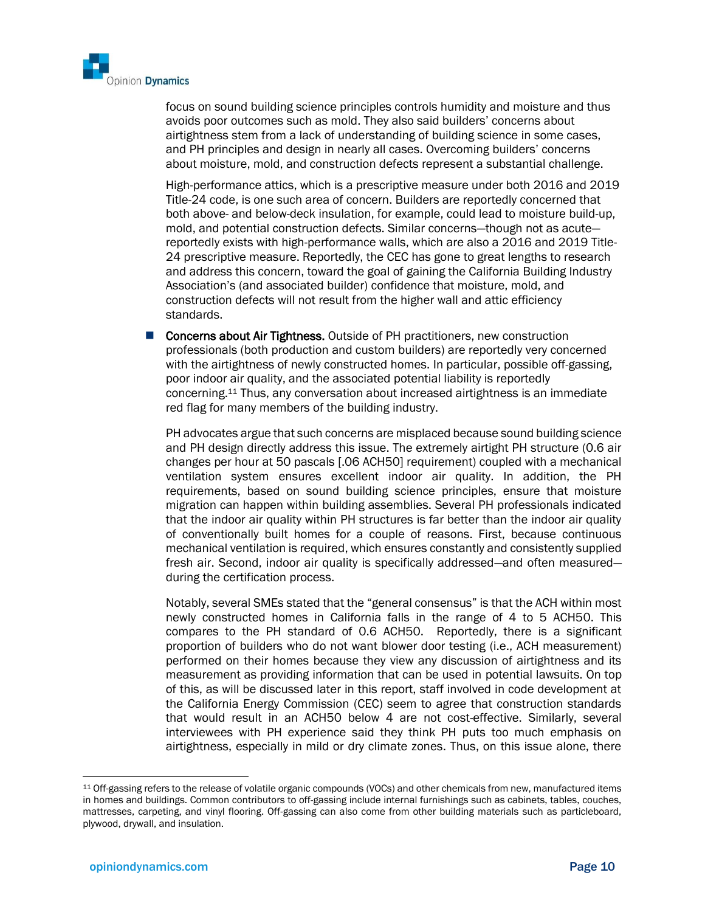focus on sound building science principles controls humidity and moisture and thus avoids poor outcomes such as mold. They also said builders' concerns about airtightness stem from a lack of understanding of building science in some cases, and PH principles and design in nearly all cases. Overcoming builders' concerns about moisture, mold, and construction defects represent a substantial challenge.

High-performance attics, which is a prescriptive measure under both 2016 and 2019 Title-24 code, is one such area of concern. Builders are reportedly concerned that both above- and below-deck insulation, for example, could lead to moisture build-up, mold, and potential construction defects. Similar concerns—though not as acute—reportedly exists with high-performance walls, which are also a 2016 and 2019 Title-24 prescriptive measure. Reportedly, the CEC has gone to great lengths to research and address this concern, toward the goal of gaining the California Building Industry Association's (and associated builder) confidence that moisture, mold, and construction defects will not result from the higher wall and attic efficiency standards.

- **Concerns about Air Tightness.** Outside of PH practitioners, new construction professionals (both production and custom builders) are reportedly very concerned with the airtightness of newly constructed homes. In particular, possible off-gassing, poor indoor air quality, and the associated potential liability is reportedly concerning.[11] Thus, any conversation about increased airtightness is an immediate red flag for many members of the building industry.

  PH advocates argue that such concerns are misplaced because sound building science and PH design directly address this issue. The extremely airtight PH structure (0.6 air changes per hour at 50 pascals [.06 ACH50] requirement) coupled with a mechanical ventilation system ensures excellent indoor air quality. In addition, the PH requirements, based on sound building science principles, ensure that moisture migration can happen within building assemblies. Several PH professionals indicated that the indoor air quality within PH structures is far better than the indoor air quality of conventionally built homes for a couple of reasons. First, because continuous mechanical ventilation is required, which ensures constantly and consistently supplied fresh air. Second, indoor air quality is specifically addressed—and often measured—during the certification process.

  Notably, several SMEs stated that the "general consensus" is that the ACH within most newly constructed homes in California falls in the range of 4 to 5 ACH50. This compares to the PH standard of 0.6 ACH50. Reportedly, there is a significant proportion of builders who do not want blower door testing (i.e., ACH measurement) performed on their homes because they view any discussion of airtightness and its measurement as providing information that can be used in potential lawsuits. On top of this, as will be discussed later in this report, staff involved in code development at the California Energy Commission (CEC) seem to agree that construction standards that would result in an ACH50 below 4 are not cost-effective. Similarly, several interviewees with PH experience said they think PH puts too much emphasis on airtightness, especially in mild or dry climate zones. Thus, on this issue alone, there

---

[11] Off-gassing refers to the release of volatile organic compounds (VOCs) and other chemicals from new, manufactured items in homes and buildings. Common contributors to off-gassing include internal furnishings such as cabinets, tables, couches, mattresses, carpeting, and vinyl flooring. Off-gassing can also come from other building materials such as particleboard, plywood, drywall, and insulation.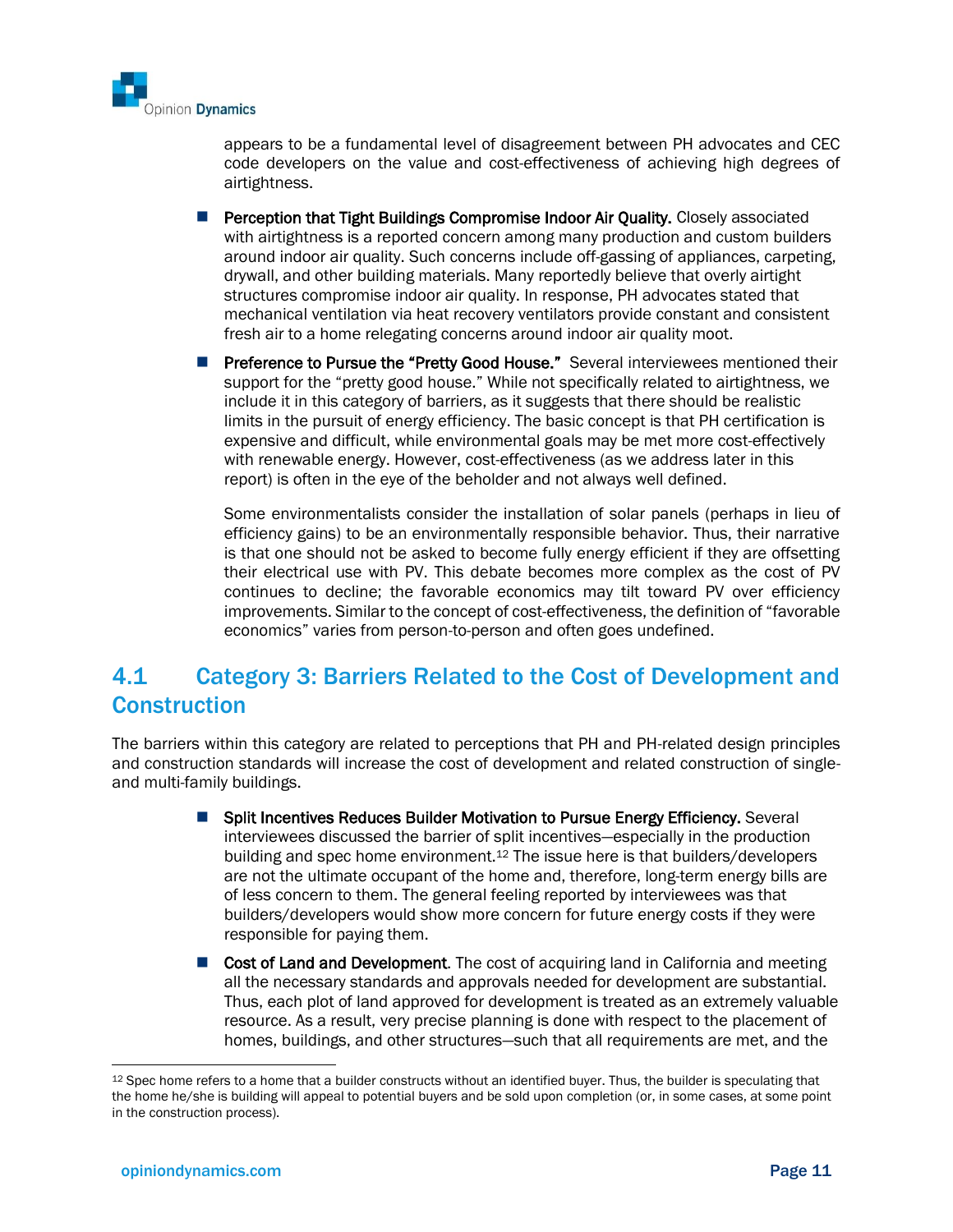appears to be a fundamental level of disagreement between PH advocates and CEC code developers on the value and cost-effectiveness of achieving high degrees of airtightness.

- **Perception that Tight Buildings Compromise Indoor Air Quality.** Closely associated with airtightness is a reported concern among many production and custom builders around indoor air quality. Such concerns include off-gassing of appliances, carpeting, drywall, and other building materials. Many reportedly believe that overly airtight structures compromise indoor air quality. In response, PH advocates stated that mechanical ventilation via heat recovery ventilators provide constant and consistent fresh air to a home relegating concerns around indoor air quality moot.

- **Preference to Pursue the "Pretty Good House."** Several interviewees mentioned their support for the "pretty good house." While not specifically related to airtightness, we include it in this category of barriers, as it suggests that there should be realistic limits in the pursuit of energy efficiency. The basic concept is that PH certification is expensive and difficult, while environmental goals may be met more cost-effectively with renewable energy. However, cost-effectiveness (as we address later in this report) is often in the eye of the beholder and not always well defined.

  Some environmentalists consider the installation of solar panels (perhaps in lieu of efficiency gains) to be an environmentally responsible behavior. Thus, their narrative is that one should not be asked to become fully energy efficient if they are offsetting their electrical use with PV. This debate becomes more complex as the cost of PV continues to decline; the favorable economics may tilt toward PV over efficiency improvements. Similar to the concept of cost-effectiveness, the definition of "favorable economics" varies from person-to-person and often goes undefined.

## 4.1 Category 3: Barriers Related to the Cost of Development and Construction

The barriers within this category are related to perceptions that PH and PH-related design principles and construction standards will increase the cost of development and related construction of single- and multi-family buildings.

- **Split Incentives Reduces Builder Motivation to Pursue Energy Efficiency.** Several interviewees discussed the barrier of split incentives—especially in the production building and spec home environment.[12] The issue here is that builders/developers are not the ultimate occupant of the home and, therefore, long-term energy bills are of less concern to them. The general feeling reported by interviewees was that builders/developers would show more concern for future energy costs if they were responsible for paying them.

- **Cost of Land and Development.** The cost of acquiring land in California and meeting all the necessary standards and approvals needed for development are substantial. Thus, each plot of land approved for development is treated as an extremely valuable resource. As a result, very precise planning is done with respect to the placement of homes, buildings, and other structures—such that all requirements are met, and the

[12] Spec home refers to a home that a builder constructs without an identified buyer. Thus, the builder is speculating that the home he/she is building will appeal to potential buyers and be sold upon completion (or, in some cases, at some point in the construction process).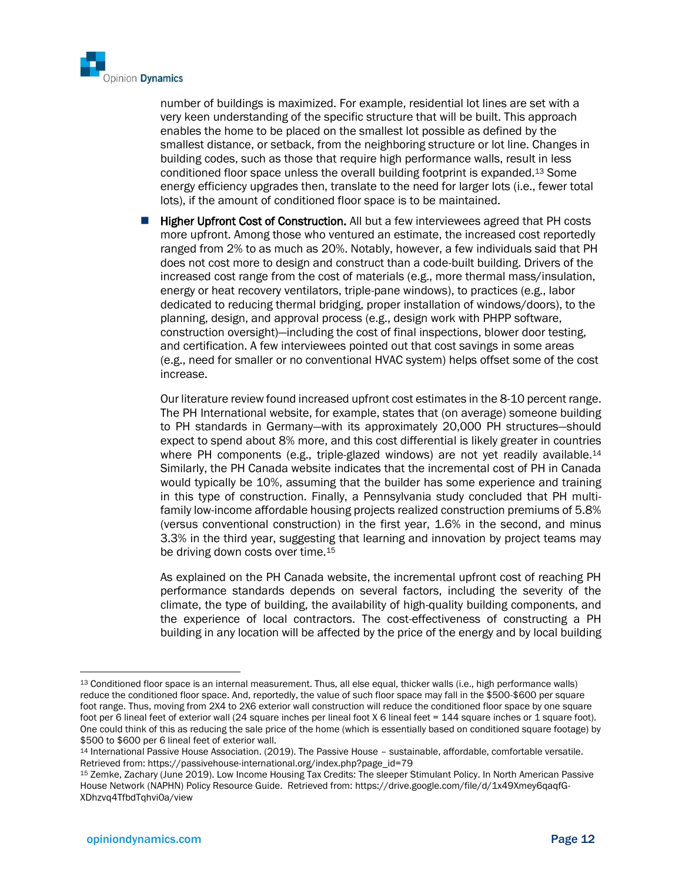number of buildings is maximized. For example, residential lot lines are set with a very keen understanding of the specific structure that will be built. This approach enables the home to be placed on the smallest lot possible as defined by the smallest distance, or setback, from the neighboring structure or lot line. Changes in building codes, such as those that require high performance walls, result in less conditioned floor space unless the overall building footprint is expanded.[13] Some energy efficiency upgrades then, translate to the need for larger lots (i.e., fewer total lots), if the amount of conditioned floor space is to be maintained.

- **Higher Upfront Cost of Construction.** All but a few interviewees agreed that PH costs more upfront. Among those who ventured an estimate, the increased cost reportedly ranged from 2% to as much as 20%. Notably, however, a few individuals said that PH does not cost more to design and construct than a code-built building. Drivers of the increased cost range from the cost of materials (e.g., more thermal mass/insulation, energy or heat recovery ventilators, triple-pane windows), to practices (e.g., labor dedicated to reducing thermal bridging, proper installation of windows/doors), to the planning, design, and approval process (e.g., design work with PHPP software, construction oversight)—including the cost of final inspections, blower door testing, and certification. A few interviewees pointed out that cost savings in some areas (e.g., need for smaller or no conventional HVAC system) helps offset some of the cost increase.

  Our literature review found increased upfront cost estimates in the 8-10 percent range. The PH International website, for example, states that (on average) someone building to PH standards in Germany—with its approximately 20,000 PH structures—should expect to spend about 8% more, and this cost differential is likely greater in countries where PH components (e.g., triple-glazed windows) are not yet readily available.[14] Similarly, the PH Canada website indicates that the incremental cost of PH in Canada would typically be 10%, assuming that the builder has some experience and training in this type of construction. Finally, a Pennsylvania study concluded that PH multi-family low-income affordable housing projects realized construction premiums of 5.8% (versus conventional construction) in the first year, 1.6% in the second, and minus 3.3% in the third year, suggesting that learning and innovation by project teams may be driving down costs over time.[15]

  As explained on the PH Canada website, the incremental upfront cost of reaching PH performance standards depends on several factors, including the severity of the climate, the type of building, the availability of high-quality building components, and the experience of local contractors. The cost-effectiveness of constructing a PH building in any location will be affected by the price of the energy and by local building

---

[13] Conditioned floor space is an internal measurement. Thus, all else equal, thicker walls (i.e., high performance walls) reduce the conditioned floor space. And, reportedly, the value of such floor space may fall in the $500-$600 per square foot range. Thus, moving from 2X4 to 2X6 exterior wall construction will reduce the conditioned floor space by one square foot per 6 lineal feet of exterior wall (24 square inches per lineal foot X 6 lineal feet = 144 square inches or 1 square foot). One could think of this as reducing the sale price of the home (which is essentially based on conditioned square footage) by $500 to $600 per 6 lineal feet of exterior wall.

[14] International Passive House Association. (2019). The Passive House – sustainable, affordable, comfortable versatile. Retrieved from: https://passivehouse-international.org/index.php?page_id=79

[15] Zemke, Zachary (June 2019). Low Income Housing Tax Credits: The sleeper Stimulant Policy. In North American Passive House Network (NAPHN) Policy Resource Guide. Retrieved from: https://drive.google.com/file/d/1x49Xmey6qaqfG-XDhzvq4TfbdTqhvi0a/view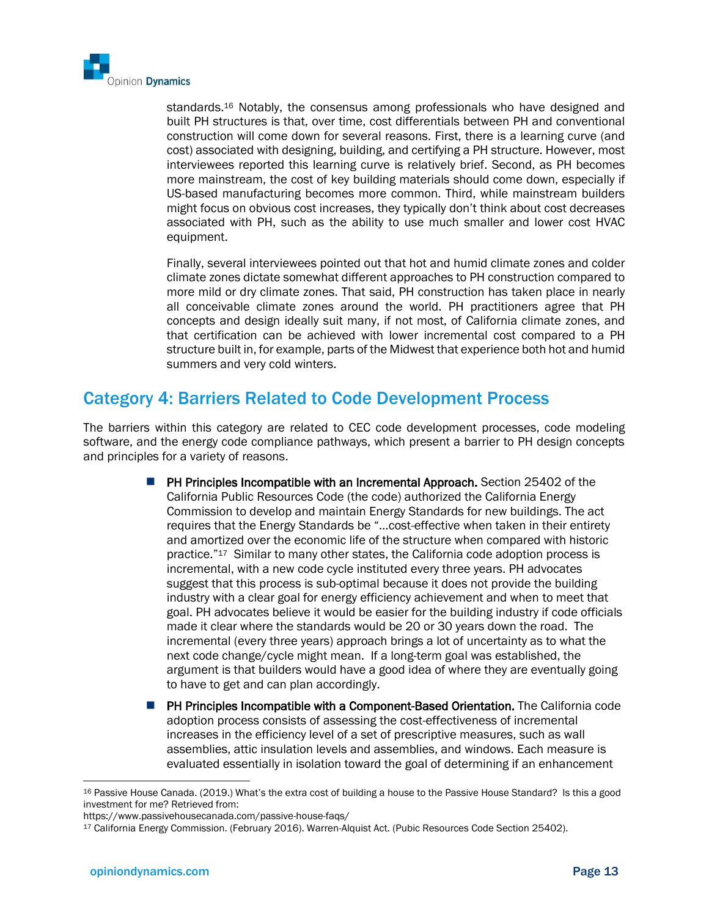standards.[16] Notably, the consensus among professionals who have designed and built PH structures is that, over time, cost differentials between PH and conventional construction will come down for several reasons. First, there is a learning curve (and cost) associated with designing, building, and certifying a PH structure. However, most interviewees reported this learning curve is relatively brief. Second, as PH becomes more mainstream, the cost of key building materials should come down, especially if US-based manufacturing becomes more common. Third, while mainstream builders might focus on obvious cost increases, they typically don't think about cost decreases associated with PH, such as the ability to use much smaller and lower cost HVAC equipment.

Finally, several interviewees pointed out that hot and humid climate zones and colder climate zones dictate somewhat different approaches to PH construction compared to more mild or dry climate zones. That said, PH construction has taken place in nearly all conceivable climate zones around the world. PH practitioners agree that PH concepts and design ideally suit many, if not most, of California climate zones, and that certification can be achieved with lower incremental cost compared to a PH structure built in, for example, parts of the Midwest that experience both hot and humid summers and very cold winters.

## Category 4: Barriers Related to Code Development Process

The barriers within this category are related to CEC code development processes, code modeling software, and the energy code compliance pathways, which present a barrier to PH design concepts and principles for a variety of reasons.

- **PH Principles Incompatible with an Incremental Approach.** Section 25402 of the California Public Resources Code (the code) authorized the California Energy Commission to develop and maintain Energy Standards for new buildings. The act requires that the Energy Standards be "…cost-effective when taken in their entirety and amortized over the economic life of the structure when compared with historic practice."[17] Similar to many other states, the California code adoption process is incremental, with a new code cycle instituted every three years. PH advocates suggest that this process is sub-optimal because it does not provide the building industry with a clear goal for energy efficiency achievement and when to meet that goal. PH advocates believe it would be easier for the building industry if code officials made it clear where the standards would be 20 or 30 years down the road. The incremental (every three years) approach brings a lot of uncertainty as to what the next code change/cycle might mean. If a long-term goal was established, the argument is that builders would have a good idea of where they are eventually going to have to get and can plan accordingly.
- **PH Principles Incompatible with a Component-Based Orientation.** The California code adoption process consists of assessing the cost-effectiveness of incremental increases in the efficiency level of a set of prescriptive measures, such as wall assemblies, attic insulation levels and assemblies, and windows. Each measure is evaluated essentially in isolation toward the goal of determining if an enhancement

[16] Passive House Canada. (2019.) What's the extra cost of building a house to the Passive House Standard? Is this a good investment for me? Retrieved from: https://www.passivehousecanada.com/passive-house-faqs/

[17] California Energy Commission. (February 2016). Warren-Alquist Act. (Pubic Resources Code Section 25402).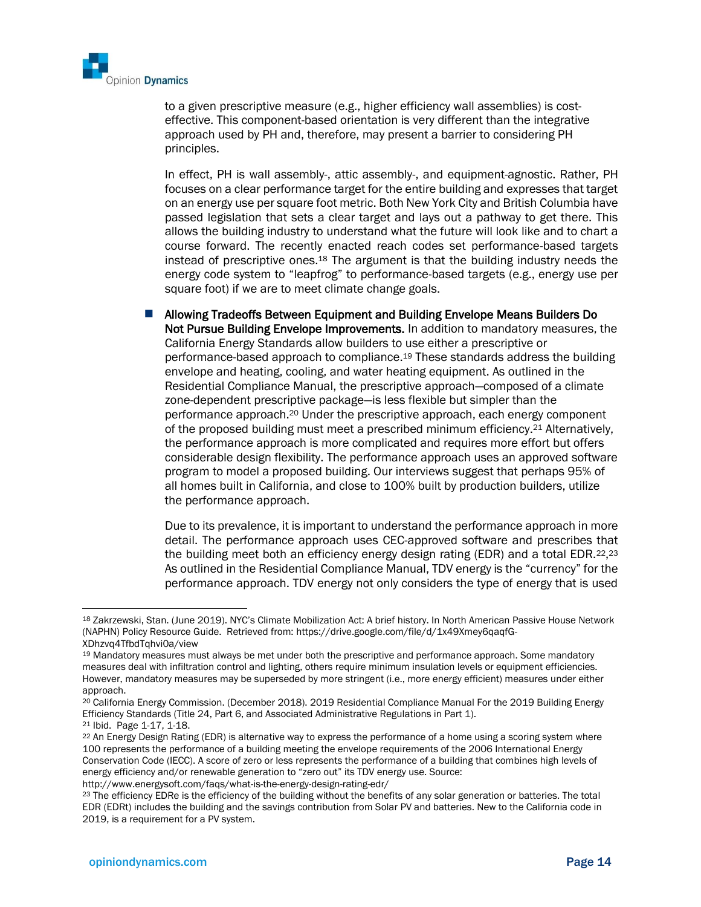to a given prescriptive measure (e.g., higher efficiency wall assemblies) is cost-effective. This component-based orientation is very different than the integrative approach used by PH and, therefore, may present a barrier to considering PH principles.

In effect, PH is wall assembly-, attic assembly-, and equipment-agnostic. Rather, PH focuses on a clear performance target for the entire building and expresses that target on an energy use per square foot metric. Both New York City and British Columbia have passed legislation that sets a clear target and lays out a pathway to get there. This allows the building industry to understand what the future will look like and to chart a course forward. The recently enacted reach codes set performance-based targets instead of prescriptive ones.[18] The argument is that the building industry needs the energy code system to "leapfrog" to performance-based targets (e.g., energy use per square foot) if we are to meet climate change goals.

- **Allowing Tradeoffs Between Equipment and Building Envelope Means Builders Do Not Pursue Building Envelope Improvements.** In addition to mandatory measures, the California Energy Standards allow builders to use either a prescriptive or performance-based approach to compliance.[19] These standards address the building envelope and heating, cooling, and water heating equipment. As outlined in the Residential Compliance Manual, the prescriptive approach—composed of a climate zone-dependent prescriptive package—is less flexible but simpler than the performance approach.[20] Under the prescriptive approach, each energy component of the proposed building must meet a prescribed minimum efficiency.[21] Alternatively, the performance approach is more complicated and requires more effort but offers considerable design flexibility. The performance approach uses an approved software program to model a proposed building. Our interviews suggest that perhaps 95% of all homes built in California, and close to 100% built by production builders, utilize the performance approach.

  Due to its prevalence, it is important to understand the performance approach in more detail. The performance approach uses CEC-approved software and prescribes that the building meet both an efficiency energy design rating (EDR) and a total EDR.[22,23] As outlined in the Residential Compliance Manual, TDV energy is the "currency" for the performance approach. TDV energy not only considers the type of energy that is used

---

[18] Zakrzewski, Stan. (June 2019). NYC's Climate Mobilization Act: A brief history. In North American Passive House Network (NAPHN) Policy Resource Guide. Retrieved from: https://drive.google.com/file/d/1x49Xmey6qaqfG-XDhzvq4TfbdTqhvi0a/view

[19] Mandatory measures must always be met under both the prescriptive and performance approach. Some mandatory measures deal with infiltration control and lighting, others require minimum insulation levels or equipment efficiencies. However, mandatory measures may be superseded by more stringent (i.e., more energy efficient) measures under either approach.

[20] California Energy Commission. (December 2018). 2019 Residential Compliance Manual For the 2019 Building Energy Efficiency Standards (Title 24, Part 6, and Associated Administrative Regulations in Part 1).

[21] Ibid. Page 1-17, 1-18.

[22] An Energy Design Rating (EDR) is alternative way to express the performance of a home using a scoring system where 100 represents the performance of a building meeting the envelope requirements of the 2006 International Energy Conservation Code (IECC). A score of zero or less represents the performance of a building that combines high levels of energy efficiency and/or renewable generation to "zero out" its TDV energy use. Source: http://www.energysoft.com/faqs/what-is-the-energy-design-rating-edr/

[23] The efficiency EDRe is the efficiency of the building without the benefits of any solar generation or batteries. The total EDR (EDRt) includes the building and the savings contribution from Solar PV and batteries. New to the California code in 2019, is a requirement for a PV system.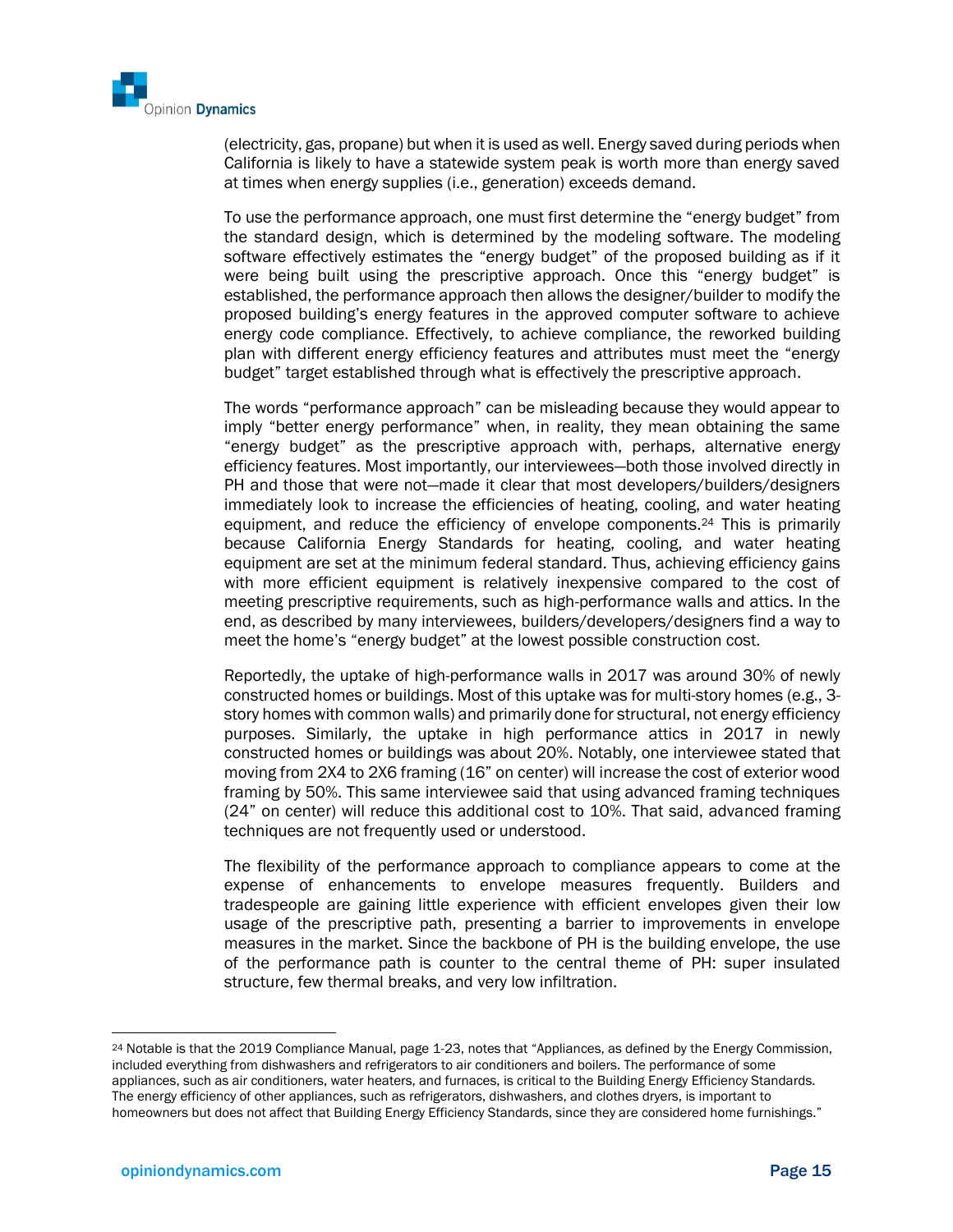(electricity, gas, propane) but when it is used as well. Energy saved during periods when California is likely to have a statewide system peak is worth more than energy saved at times when energy supplies (i.e., generation) exceeds demand.

To use the performance approach, one must first determine the "energy budget" from the standard design, which is determined by the modeling software. The modeling software effectively estimates the "energy budget" of the proposed building as if it were being built using the prescriptive approach. Once this "energy budget" is established, the performance approach then allows the designer/builder to modify the proposed building's energy features in the approved computer software to achieve energy code compliance. Effectively, to achieve compliance, the reworked building plan with different energy efficiency features and attributes must meet the "energy budget" target established through what is effectively the prescriptive approach.

The words "performance approach" can be misleading because they would appear to imply "better energy performance" when, in reality, they mean obtaining the same "energy budget" as the prescriptive approach with, perhaps, alternative energy efficiency features. Most importantly, our interviewees—both those involved directly in PH and those that were not—made it clear that most developers/builders/designers immediately look to increase the efficiencies of heating, cooling, and water heating equipment, and reduce the efficiency of envelope components.[24] This is primarily because California Energy Standards for heating, cooling, and water heating equipment are set at the minimum federal standard. Thus, achieving efficiency gains with more efficient equipment is relatively inexpensive compared to the cost of meeting prescriptive requirements, such as high-performance walls and attics. In the end, as described by many interviewees, builders/developers/designers find a way to meet the home's "energy budget" at the lowest possible construction cost.

Reportedly, the uptake of high-performance walls in 2017 was around 30% of newly constructed homes or buildings. Most of this uptake was for multi-story homes (e.g., 3-story homes with common walls) and primarily done for structural, not energy efficiency purposes. Similarly, the uptake in high performance attics in 2017 in newly constructed homes or buildings was about 20%. Notably, one interviewee stated that moving from 2X4 to 2X6 framing (16" on center) will increase the cost of exterior wood framing by 50%. This same interviewee said that using advanced framing techniques (24" on center) will reduce this additional cost to 10%. That said, advanced framing techniques are not frequently used or understood.

The flexibility of the performance approach to compliance appears to come at the expense of enhancements to envelope measures frequently. Builders and tradespeople are gaining little experience with efficient envelopes given their low usage of the prescriptive path, presenting a barrier to improvements in envelope measures in the market. Since the backbone of PH is the building envelope, the use of the performance path is counter to the central theme of PH: super insulated structure, few thermal breaks, and very low infiltration.

[24] Notable is that the 2019 Compliance Manual, page 1-23, notes that "Appliances, as defined by the Energy Commission, included everything from dishwashers and refrigerators to air conditioners and boilers. The performance of some appliances, such as air conditioners, water heaters, and furnaces, is critical to the Building Energy Efficiency Standards. The energy efficiency of other appliances, such as refrigerators, dishwashers, and clothes dryers, is important to homeowners but does not affect that Building Energy Efficiency Standards, since they are considered home furnishings."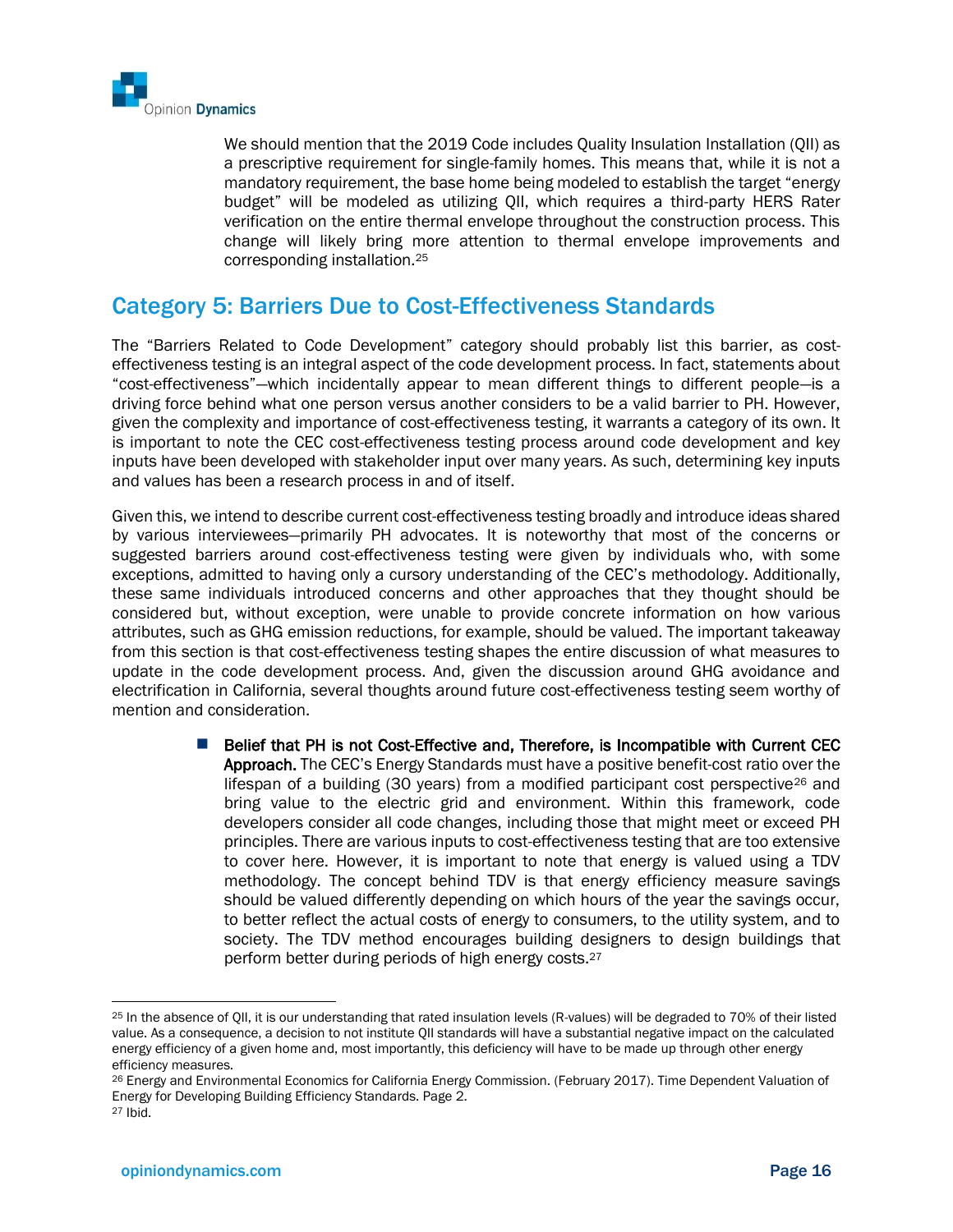We should mention that the 2019 Code includes Quality Insulation Installation (QII) as a prescriptive requirement for single-family homes. This means that, while it is not a mandatory requirement, the base home being modeled to establish the target "energy budget" will be modeled as utilizing QII, which requires a third-party HERS Rater verification on the entire thermal envelope throughout the construction process. This change will likely bring more attention to thermal envelope improvements and corresponding installation.[25]

## Category 5: Barriers Due to Cost-Effectiveness Standards

The "Barriers Related to Code Development" category should probably list this barrier, as cost-effectiveness testing is an integral aspect of the code development process. In fact, statements about "cost-effectiveness"—which incidentally appear to mean different things to different people—is a driving force behind what one person versus another considers to be a valid barrier to PH. However, given the complexity and importance of cost-effectiveness testing, it warrants a category of its own. It is important to note the CEC cost-effectiveness testing process around code development and key inputs have been developed with stakeholder input over many years. As such, determining key inputs and values has been a research process in and of itself.

Given this, we intend to describe current cost-effectiveness testing broadly and introduce ideas shared by various interviewees—primarily PH advocates. It is noteworthy that most of the concerns or suggested barriers around cost-effectiveness testing were given by individuals who, with some exceptions, admitted to having only a cursory understanding of the CEC's methodology. Additionally, these same individuals introduced concerns and other approaches that they thought should be considered but, without exception, were unable to provide concrete information on how various attributes, such as GHG emission reductions, for example, should be valued. The important takeaway from this section is that cost-effectiveness testing shapes the entire discussion of what measures to update in the code development process. And, given the discussion around GHG avoidance and electrification in California, several thoughts around future cost-effectiveness testing seem worthy of mention and consideration.

- **Belief that PH is not Cost-Effective and, Therefore, is Incompatible with Current CEC Approach.** The CEC's Energy Standards must have a positive benefit-cost ratio over the lifespan of a building (30 years) from a modified participant cost perspective[26] and bring value to the electric grid and environment. Within this framework, code developers consider all code changes, including those that might meet or exceed PH principles. There are various inputs to cost-effectiveness testing that are too extensive to cover here. However, it is important to note that energy is valued using a TDV methodology. The concept behind TDV is that energy efficiency measure savings should be valued differently depending on which hours of the year the savings occur, to better reflect the actual costs of energy to consumers, to the utility system, and to society. The TDV method encourages building designers to design buildings that perform better during periods of high energy costs.[27]

---

[25] In the absence of QII, it is our understanding that rated insulation levels (R-values) will be degraded to 70% of their listed value. As a consequence, a decision to not institute QII standards will have a substantial negative impact on the calculated energy efficiency of a given home and, most importantly, this deficiency will have to be made up through other energy efficiency measures.

[26] Energy and Environmental Economics for California Energy Commission. (February 2017). Time Dependent Valuation of Energy for Developing Building Efficiency Standards. Page 2.

[27] Ibid.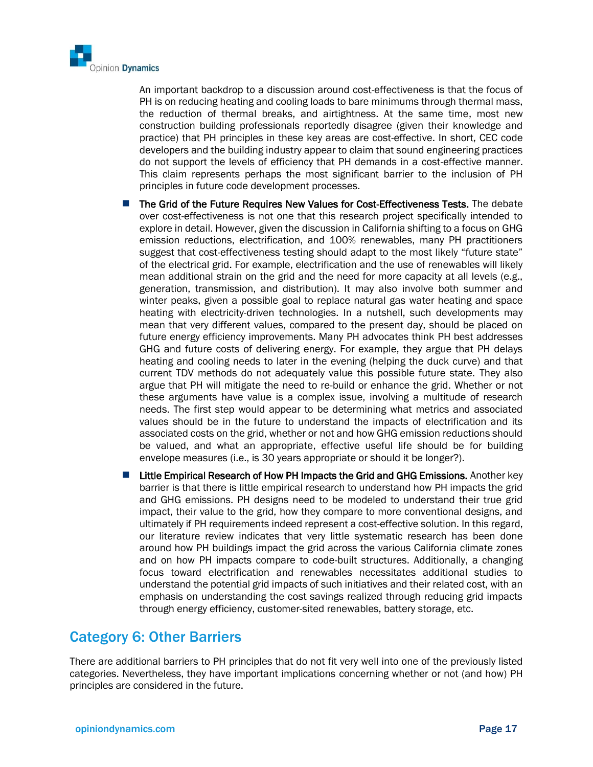An important backdrop to a discussion around cost-effectiveness is that the focus of PH is on reducing heating and cooling loads to bare minimums through thermal mass, the reduction of thermal breaks, and airtightness. At the same time, most new construction building professionals reportedly disagree (given their knowledge and practice) that PH principles in these key areas are cost-effective. In short, CEC code developers and the building industry appear to claim that sound engineering practices do not support the levels of efficiency that PH demands in a cost-effective manner. This claim represents perhaps the most significant barrier to the inclusion of PH principles in future code development processes.

- **The Grid of the Future Requires New Values for Cost-Effectiveness Tests.** The debate over cost-effectiveness is not one that this research project specifically intended to explore in detail. However, given the discussion in California shifting to a focus on GHG emission reductions, electrification, and 100% renewables, many PH practitioners suggest that cost-effectiveness testing should adapt to the most likely "future state" of the electrical grid. For example, electrification and the use of renewables will likely mean additional strain on the grid and the need for more capacity at all levels (e.g., generation, transmission, and distribution). It may also involve both summer and winter peaks, given a possible goal to replace natural gas water heating and space heating with electricity-driven technologies. In a nutshell, such developments may mean that very different values, compared to the present day, should be placed on future energy efficiency improvements. Many PH advocates think PH best addresses GHG and future costs of delivering energy. For example, they argue that PH delays heating and cooling needs to later in the evening (helping the duck curve) and that current TDV methods do not adequately value this possible future state. They also argue that PH will mitigate the need to re-build or enhance the grid. Whether or not these arguments have value is a complex issue, involving a multitude of research needs. The first step would appear to be determining what metrics and associated values should be in the future to understand the impacts of electrification and its associated costs on the grid, whether or not and how GHG emission reductions should be valued, and what an appropriate, effective useful life should be for building envelope measures (i.e., is 30 years appropriate or should it be longer?).
- **Little Empirical Research of How PH Impacts the Grid and GHG Emissions.** Another key barrier is that there is little empirical research to understand how PH impacts the grid and GHG emissions. PH designs need to be modeled to understand their true grid impact, their value to the grid, how they compare to more conventional designs, and ultimately if PH requirements indeed represent a cost-effective solution. In this regard, our literature review indicates that very little systematic research has been done around how PH buildings impact the grid across the various California climate zones and on how PH impacts compare to code-built structures. Additionally, a changing focus toward electrification and renewables necessitates additional studies to understand the potential grid impacts of such initiatives and their related cost, with an emphasis on understanding the cost savings realized through reducing grid impacts through energy efficiency, customer-sited renewables, battery storage, etc.

## Category 6: Other Barriers

There are additional barriers to PH principles that do not fit very well into one of the previously listed categories. Nevertheless, they have important implications concerning whether or not (and how) PH principles are considered in the future.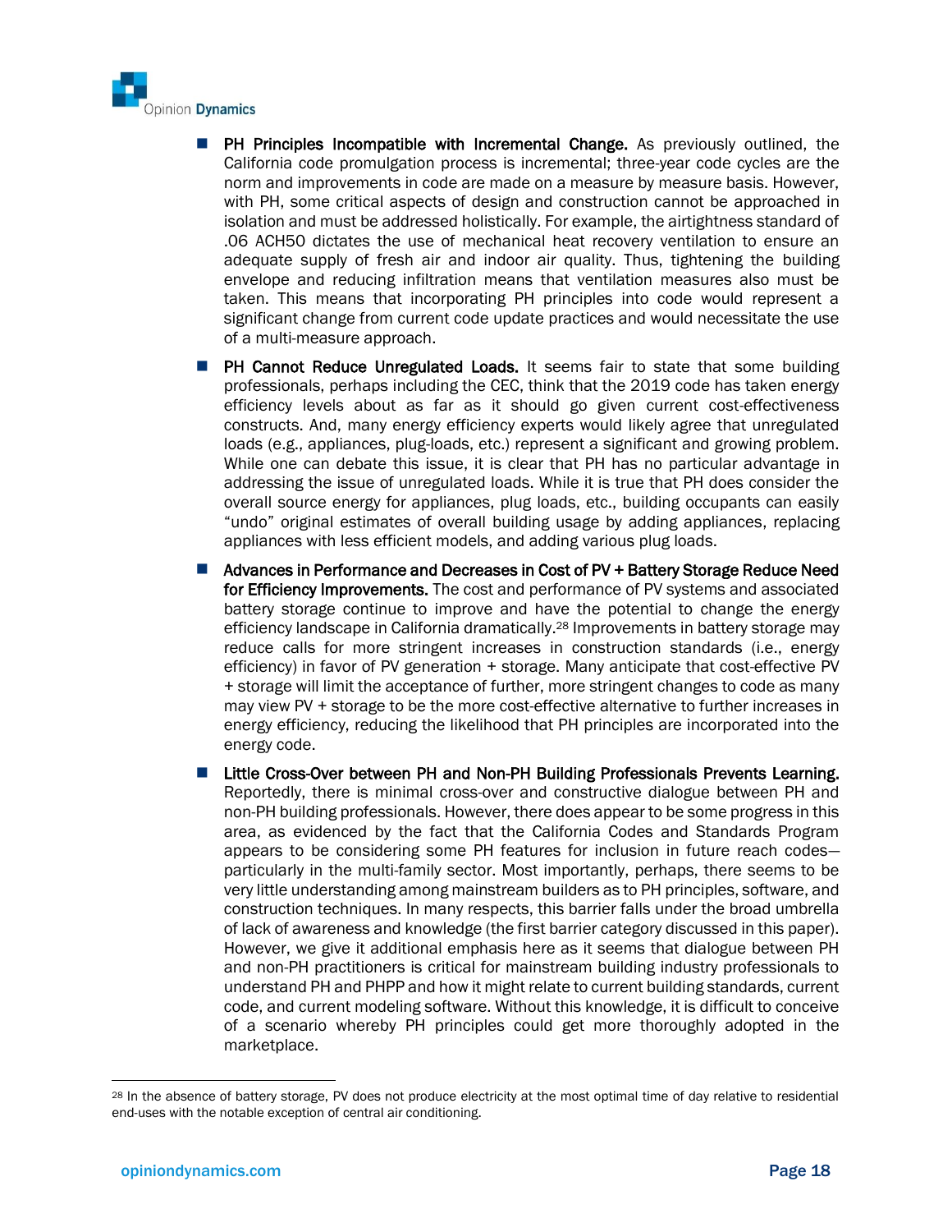- **PH Principles Incompatible with Incremental Change.** As previously outlined, the California code promulgation process is incremental; three-year code cycles are the norm and improvements in code are made on a measure by measure basis. However, with PH, some critical aspects of design and construction cannot be approached in isolation and must be addressed holistically. For example, the airtightness standard of .06 ACH50 dictates the use of mechanical heat recovery ventilation to ensure an adequate supply of fresh air and indoor air quality. Thus, tightening the building envelope and reducing infiltration means that ventilation measures also must be taken. This means that incorporating PH principles into code would represent a significant change from current code update practices and would necessitate the use of a multi-measure approach.
- **PH Cannot Reduce Unregulated Loads.** It seems fair to state that some building professionals, perhaps including the CEC, think that the 2019 code has taken energy efficiency levels about as far as it should go given current cost-effectiveness constructs. And, many energy efficiency experts would likely agree that unregulated loads (e.g., appliances, plug-loads, etc.) represent a significant and growing problem. While one can debate this issue, it is clear that PH has no particular advantage in addressing the issue of unregulated loads. While it is true that PH does consider the overall source energy for appliances, plug loads, etc., building occupants can easily "undo" original estimates of overall building usage by adding appliances, replacing appliances with less efficient models, and adding various plug loads.
- **Advances in Performance and Decreases in Cost of PV + Battery Storage Reduce Need for Efficiency Improvements.** The cost and performance of PV systems and associated battery storage continue to improve and have the potential to change the energy efficiency landscape in California dramatically.[28] Improvements in battery storage may reduce calls for more stringent increases in construction standards (i.e., energy efficiency) in favor of PV generation + storage. Many anticipate that cost-effective PV + storage will limit the acceptance of further, more stringent changes to code as many may view PV + storage to be the more cost-effective alternative to further increases in energy efficiency, reducing the likelihood that PH principles are incorporated into the energy code.
- **Little Cross-Over between PH and Non-PH Building Professionals Prevents Learning.** Reportedly, there is minimal cross-over and constructive dialogue between PH and non-PH building professionals. However, there does appear to be some progress in this area, as evidenced by the fact that the California Codes and Standards Program appears to be considering some PH features for inclusion in future reach codes—particularly in the multi-family sector. Most importantly, perhaps, there seems to be very little understanding among mainstream builders as to PH principles, software, and construction techniques. In many respects, this barrier falls under the broad umbrella of lack of awareness and knowledge (the first barrier category discussed in this paper). However, we give it additional emphasis here as it seems that dialogue between PH and non-PH practitioners is critical for mainstream building industry professionals to understand PH and PHPP and how it might relate to current building standards, current code, and current modeling software. Without this knowledge, it is difficult to conceive of a scenario whereby PH principles could get more thoroughly adopted in the marketplace.

[28] In the absence of battery storage, PV does not produce electricity at the most optimal time of day relative to residential end-uses with the notable exception of central air conditioning.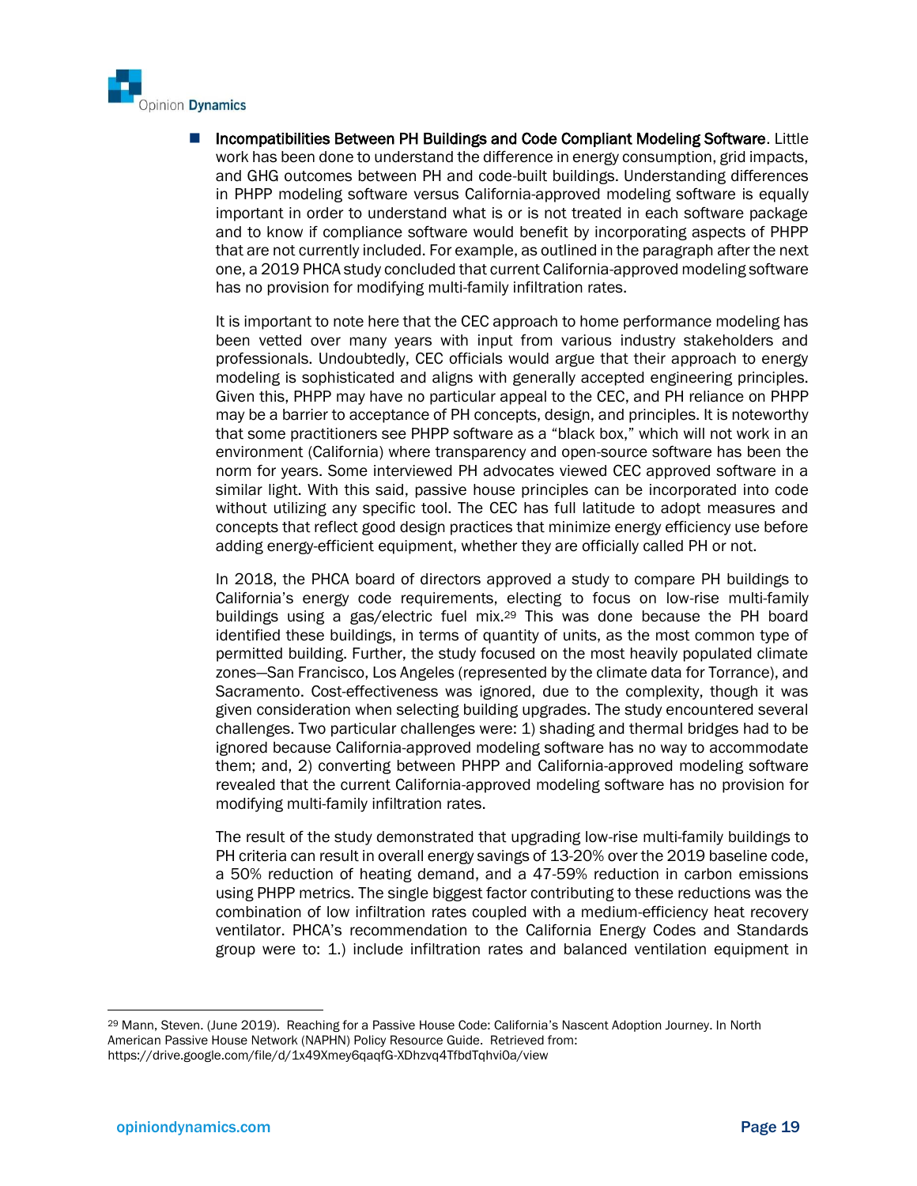- **Incompatibilities Between PH Buildings and Code Compliant Modeling Software**. Little work has been done to understand the difference in energy consumption, grid impacts, and GHG outcomes between PH and code-built buildings. Understanding differences in PHPP modeling software versus California-approved modeling software is equally important in order to understand what is or is not treated in each software package and to know if compliance software would benefit by incorporating aspects of PHPP that are not currently included. For example, as outlined in the paragraph after the next one, a 2019 PHCA study concluded that current California-approved modeling software has no provision for modifying multi-family infiltration rates.

  It is important to note here that the CEC approach to home performance modeling has been vetted over many years with input from various industry stakeholders and professionals. Undoubtedly, CEC officials would argue that their approach to energy modeling is sophisticated and aligns with generally accepted engineering principles. Given this, PHPP may have no particular appeal to the CEC, and PH reliance on PHPP may be a barrier to acceptance of PH concepts, design, and principles. It is noteworthy that some practitioners see PHPP software as a "black box," which will not work in an environment (California) where transparency and open-source software has been the norm for years. Some interviewed PH advocates viewed CEC approved software in a similar light. With this said, passive house principles can be incorporated into code without utilizing any specific tool. The CEC has full latitude to adopt measures and concepts that reflect good design practices that minimize energy efficiency use before adding energy-efficient equipment, whether they are officially called PH or not.

  In 2018, the PHCA board of directors approved a study to compare PH buildings to California's energy code requirements, electing to focus on low-rise multi-family buildings using a gas/electric fuel mix.[29] This was done because the PH board identified these buildings, in terms of quantity of units, as the most common type of permitted building. Further, the study focused on the most heavily populated climate zones—San Francisco, Los Angeles (represented by the climate data for Torrance), and Sacramento. Cost-effectiveness was ignored, due to the complexity, though it was given consideration when selecting building upgrades. The study encountered several challenges. Two particular challenges were: 1) shading and thermal bridges had to be ignored because California-approved modeling software has no way to accommodate them; and, 2) converting between PHPP and California-approved modeling software revealed that the current California-approved modeling software has no provision for modifying multi-family infiltration rates.

  The result of the study demonstrated that upgrading low-rise multi-family buildings to PH criteria can result in overall energy savings of 13-20% over the 2019 baseline code, a 50% reduction of heating demand, and a 47-59% reduction in carbon emissions using PHPP metrics. The single biggest factor contributing to these reductions was the combination of low infiltration rates coupled with a medium-efficiency heat recovery ventilator. PHCA's recommendation to the California Energy Codes and Standards group were to: 1.) include infiltration rates and balanced ventilation equipment in

---

[29] Mann, Steven. (June 2019). Reaching for a Passive House Code: California's Nascent Adoption Journey. In North American Passive House Network (NAPHN) Policy Resource Guide. Retrieved from: https://drive.google.com/file/d/1x49Xmey6qaqfG-XDhzvq4TfbdTqhvi0a/view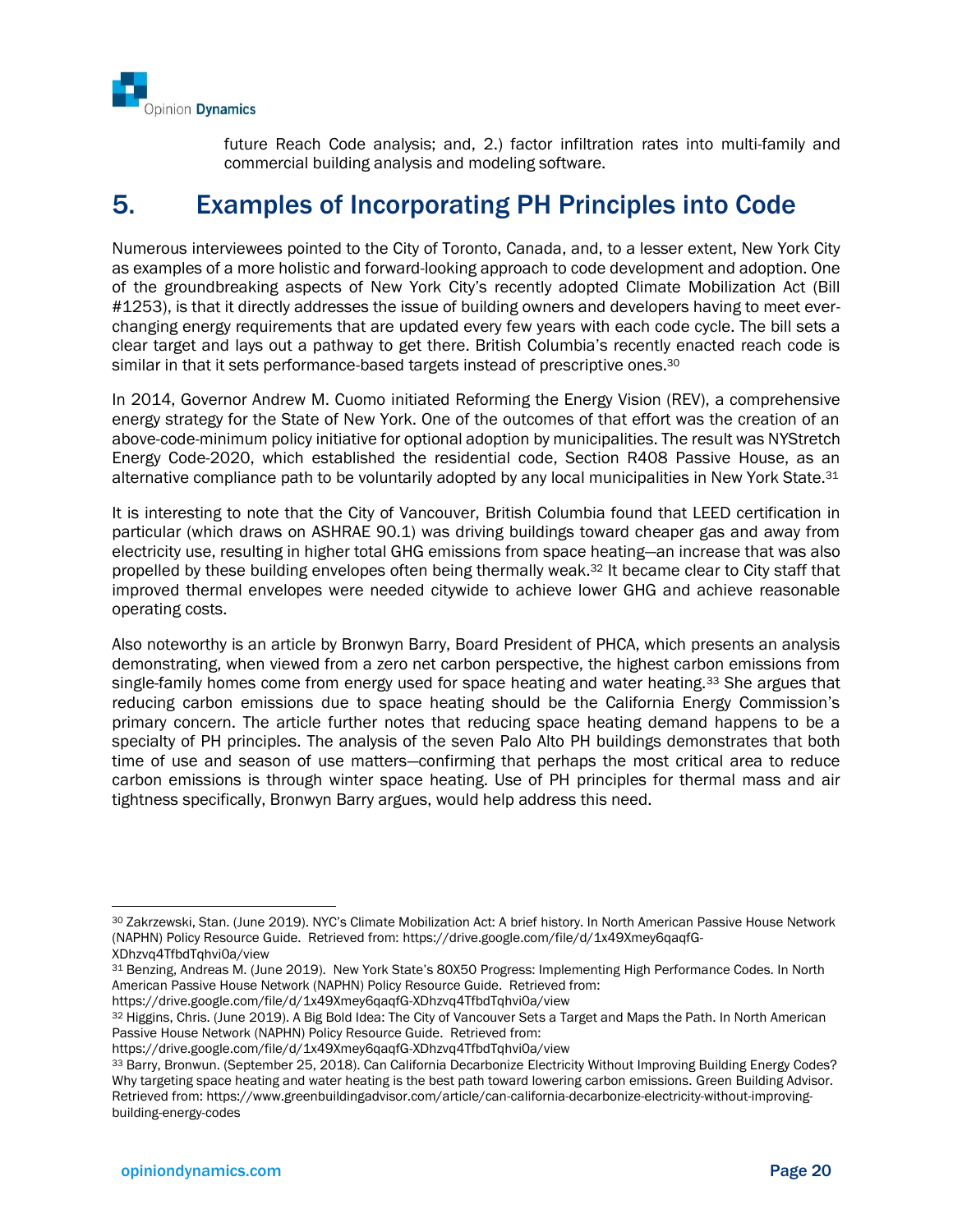future Reach Code analysis; and, 2.) factor infiltration rates into multi-family and commercial building analysis and modeling software.

# 5. Examples of Incorporating PH Principles into Code

Numerous interviewees pointed to the City of Toronto, Canada, and, to a lesser extent, New York City as examples of a more holistic and forward-looking approach to code development and adoption. One of the groundbreaking aspects of New York City's recently adopted Climate Mobilization Act (Bill #1253), is that it directly addresses the issue of building owners and developers having to meet ever-changing energy requirements that are updated every few years with each code cycle. The bill sets a clear target and lays out a pathway to get there. British Columbia's recently enacted reach code is similar in that it sets performance-based targets instead of prescriptive ones.[30]

In 2014, Governor Andrew M. Cuomo initiated Reforming the Energy Vision (REV), a comprehensive energy strategy for the State of New York. One of the outcomes of that effort was the creation of an above-code-minimum policy initiative for optional adoption by municipalities. The result was NYStretch Energy Code-2020, which established the residential code, Section R408 Passive House, as an alternative compliance path to be voluntarily adopted by any local municipalities in New York State.[31]

It is interesting to note that the City of Vancouver, British Columbia found that LEED certification in particular (which draws on ASHRAE 90.1) was driving buildings toward cheaper gas and away from electricity use, resulting in higher total GHG emissions from space heating—an increase that was also propelled by these building envelopes often being thermally weak.[32] It became clear to City staff that improved thermal envelopes were needed citywide to achieve lower GHG and achieve reasonable operating costs.

Also noteworthy is an article by Bronwyn Barry, Board President of PHCA, which presents an analysis demonstrating, when viewed from a zero net carbon perspective, the highest carbon emissions from single-family homes come from energy used for space heating and water heating.[33] She argues that reducing carbon emissions due to space heating should be the California Energy Commission's primary concern. The article further notes that reducing space heating demand happens to be a specialty of PH principles. The analysis of the seven Palo Alto PH buildings demonstrates that both time of use and season of use matters—confirming that perhaps the most critical area to reduce carbon emissions is through winter space heating. Use of PH principles for thermal mass and air tightness specifically, Bronwyn Barry argues, would help address this need.

---

[30] Zakrzewski, Stan. (June 2019). NYC's Climate Mobilization Act: A brief history. In North American Passive House Network (NAPHN) Policy Resource Guide. Retrieved from: https://drive.google.com/file/d/1x49Xmey6qaqfG-XDhzvq4TfbdTqhvi0a/view

[31] Benzing, Andreas M. (June 2019). New York State's 80X50 Progress: Implementing High Performance Codes. In North American Passive House Network (NAPHN) Policy Resource Guide. Retrieved from: https://drive.google.com/file/d/1x49Xmey6qaqfG-XDhzvq4TfbdTqhvi0a/view

[32] Higgins, Chris. (June 2019). A Big Bold Idea: The City of Vancouver Sets a Target and Maps the Path. In North American Passive House Network (NAPHN) Policy Resource Guide. Retrieved from: https://drive.google.com/file/d/1x49Xmey6qaqfG-XDhzvq4TfbdTqhvi0a/view

[33] Barry, Bronwun. (September 25, 2018). Can California Decarbonize Electricity Without Improving Building Energy Codes? Why targeting space heating and water heating is the best path toward lowering carbon emissions. Green Building Advisor. Retrieved from: https://www.greenbuildingadvisor.com/article/can-california-decarbonize-electricity-without-improving-building-energy-codes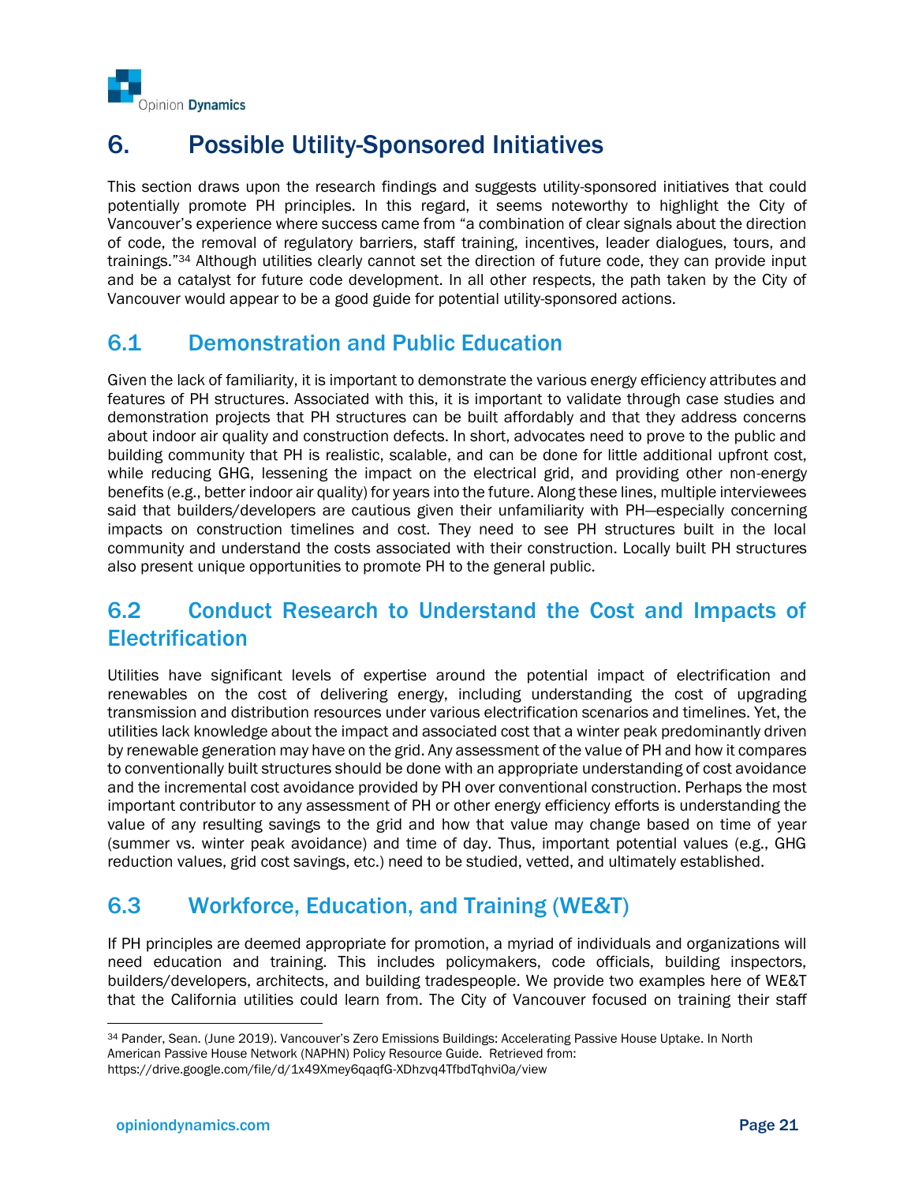# 6. Possible Utility-Sponsored Initiatives

This section draws upon the research findings and suggests utility-sponsored initiatives that could potentially promote PH principles. In this regard, it seems noteworthy to highlight the City of Vancouver's experience where success came from "a combination of clear signals about the direction of code, the removal of regulatory barriers, staff training, incentives, leader dialogues, tours, and trainings."[34] Although utilities clearly cannot set the direction of future code, they can provide input and be a catalyst for future code development. In all other respects, the path taken by the City of Vancouver would appear to be a good guide for potential utility-sponsored actions.

## 6.1 Demonstration and Public Education

Given the lack of familiarity, it is important to demonstrate the various energy efficiency attributes and features of PH structures. Associated with this, it is important to validate through case studies and demonstration projects that PH structures can be built affordably and that they address concerns about indoor air quality and construction defects. In short, advocates need to prove to the public and building community that PH is realistic, scalable, and can be done for little additional upfront cost, while reducing GHG, lessening the impact on the electrical grid, and providing other non-energy benefits (e.g., better indoor air quality) for years into the future. Along these lines, multiple interviewees said that builders/developers are cautious given their unfamiliarity with PH—especially concerning impacts on construction timelines and cost. They need to see PH structures built in the local community and understand the costs associated with their construction. Locally built PH structures also present unique opportunities to promote PH to the general public.

## 6.2 Conduct Research to Understand the Cost and Impacts of Electrification

Utilities have significant levels of expertise around the potential impact of electrification and renewables on the cost of delivering energy, including understanding the cost of upgrading transmission and distribution resources under various electrification scenarios and timelines. Yet, the utilities lack knowledge about the impact and associated cost that a winter peak predominantly driven by renewable generation may have on the grid. Any assessment of the value of PH and how it compares to conventionally built structures should be done with an appropriate understanding of cost avoidance and the incremental cost avoidance provided by PH over conventional construction. Perhaps the most important contributor to any assessment of PH or other energy efficiency efforts is understanding the value of any resulting savings to the grid and how that value may change based on time of year (summer vs. winter peak avoidance) and time of day. Thus, important potential values (e.g., GHG reduction values, grid cost savings, etc.) need to be studied, vetted, and ultimately established.

## 6.3 Workforce, Education, and Training (WE&T)

If PH principles are deemed appropriate for promotion, a myriad of individuals and organizations will need education and training. This includes policymakers, code officials, building inspectors, builders/developers, architects, and building tradespeople. We provide two examples here of WE&T that the California utilities could learn from. The City of Vancouver focused on training their staff

[34] Pander, Sean. (June 2019). Vancouver's Zero Emissions Buildings: Accelerating Passive House Uptake. In North American Passive House Network (NAPHN) Policy Resource Guide. Retrieved from: https://drive.google.com/file/d/1x49Xmey6qaqfG-XDhzvq4TfbdTqhvi0a/view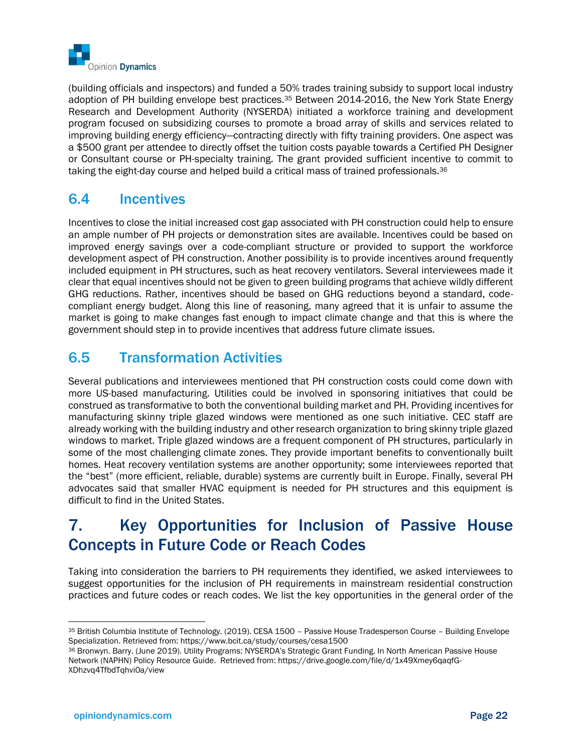(building officials and inspectors) and funded a 50% trades training subsidy to support local industry adoption of PH building envelope best practices.[35] Between 2014-2016, the New York State Energy Research and Development Authority (NYSERDA) initiated a workforce training and development program focused on subsidizing courses to promote a broad array of skills and services related to improving building energy efficiency—contracting directly with fifty training providers. One aspect was a $500 grant per attendee to directly offset the tuition costs payable towards a Certified PH Designer or Consultant course or PH-specialty training. The grant provided sufficient incentive to commit to taking the eight-day course and helped build a critical mass of trained professionals.[36]

## 6.4 Incentives

Incentives to close the initial increased cost gap associated with PH construction could help to ensure an ample number of PH projects or demonstration sites are available. Incentives could be based on improved energy savings over a code-compliant structure or provided to support the workforce development aspect of PH construction. Another possibility is to provide incentives around frequently included equipment in PH structures, such as heat recovery ventilators. Several interviewees made it clear that equal incentives should not be given to green building programs that achieve wildly different GHG reductions. Rather, incentives should be based on GHG reductions beyond a standard, code-compliant energy budget. Along this line of reasoning, many agreed that it is unfair to assume the market is going to make changes fast enough to impact climate change and that this is where the government should step in to provide incentives that address future climate issues.

## 6.5 Transformation Activities

Several publications and interviewees mentioned that PH construction costs could come down with more US-based manufacturing. Utilities could be involved in sponsoring initiatives that could be construed as transformative to both the conventional building market and PH. Providing incentives for manufacturing skinny triple glazed windows were mentioned as one such initiative. CEC staff are already working with the building industry and other research organization to bring skinny triple glazed windows to market. Triple glazed windows are a frequent component of PH structures, particularly in some of the most challenging climate zones. They provide important benefits to conventionally built homes. Heat recovery ventilation systems are another opportunity; some interviewees reported that the "best" (more efficient, reliable, durable) systems are currently built in Europe. Finally, several PH advocates said that smaller HVAC equipment is needed for PH structures and this equipment is difficult to find in the United States.

# 7. Key Opportunities for Inclusion of Passive House Concepts in Future Code or Reach Codes

Taking into consideration the barriers to PH requirements they identified, we asked interviewees to suggest opportunities for the inclusion of PH requirements in mainstream residential construction practices and future codes or reach codes. We list the key opportunities in the general order of the

---

[35] British Columbia Institute of Technology. (2019). CESA 1500 – Passive House Tradesperson Course – Building Envelope Specialization. Retrieved from: https://www.bcit.ca/study/courses/cesa1500

[36] Bronwyn. Barry. (June 2019). Utility Programs: NYSERDA's Strategic Grant Funding. In North American Passive House Network (NAPHN) Policy Resource Guide. Retrieved from: https://drive.google.com/file/d/1x49Xmey6qaqfG-XDhzvq4TfbdTqhvi0a/view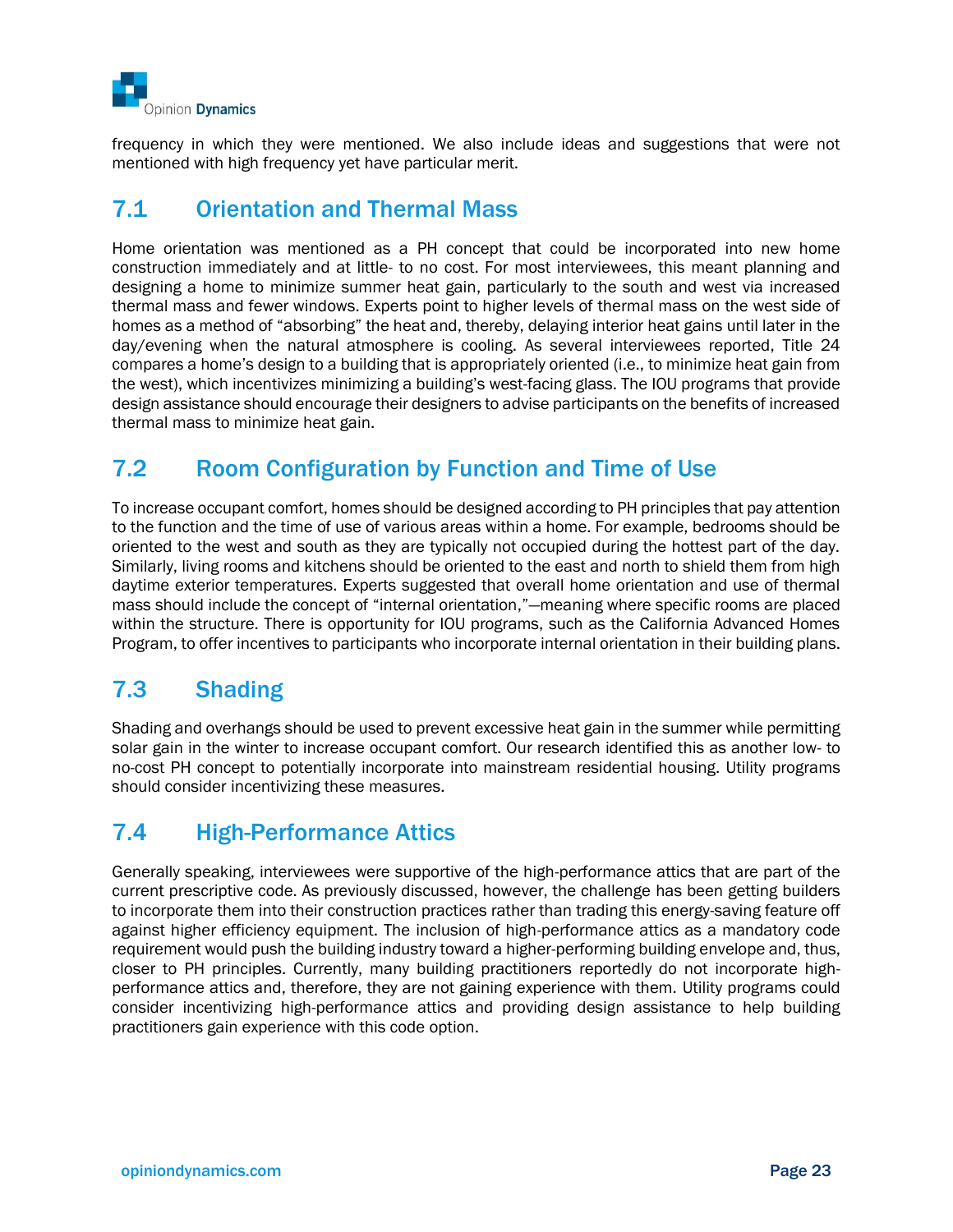frequency in which they were mentioned. We also include ideas and suggestions that were not mentioned with high frequency yet have particular merit.

## 7.1 Orientation and Thermal Mass

Home orientation was mentioned as a PH concept that could be incorporated into new home construction immediately and at little- to no cost. For most interviewees, this meant planning and designing a home to minimize summer heat gain, particularly to the south and west via increased thermal mass and fewer windows. Experts point to higher levels of thermal mass on the west side of homes as a method of "absorbing" the heat and, thereby, delaying interior heat gains until later in the day/evening when the natural atmosphere is cooling. As several interviewees reported, Title 24 compares a home's design to a building that is appropriately oriented (i.e., to minimize heat gain from the west), which incentivizes minimizing a building's west-facing glass. The IOU programs that provide design assistance should encourage their designers to advise participants on the benefits of increased thermal mass to minimize heat gain.

## 7.2 Room Configuration by Function and Time of Use

To increase occupant comfort, homes should be designed according to PH principles that pay attention to the function and the time of use of various areas within a home. For example, bedrooms should be oriented to the west and south as they are typically not occupied during the hottest part of the day. Similarly, living rooms and kitchens should be oriented to the east and north to shield them from high daytime exterior temperatures. Experts suggested that overall home orientation and use of thermal mass should include the concept of "internal orientation,"—meaning where specific rooms are placed within the structure. There is opportunity for IOU programs, such as the California Advanced Homes Program, to offer incentives to participants who incorporate internal orientation in their building plans.

## 7.3 Shading

Shading and overhangs should be used to prevent excessive heat gain in the summer while permitting solar gain in the winter to increase occupant comfort. Our research identified this as another low- to no-cost PH concept to potentially incorporate into mainstream residential housing. Utility programs should consider incentivizing these measures.

## 7.4 High-Performance Attics

Generally speaking, interviewees were supportive of the high-performance attics that are part of the current prescriptive code. As previously discussed, however, the challenge has been getting builders to incorporate them into their construction practices rather than trading this energy-saving feature off against higher efficiency equipment. The inclusion of high-performance attics as a mandatory code requirement would push the building industry toward a higher-performing building envelope and, thus, closer to PH principles. Currently, many building practitioners reportedly do not incorporate high-performance attics and, therefore, they are not gaining experience with them. Utility programs could consider incentivizing high-performance attics and providing design assistance to help building practitioners gain experience with this code option.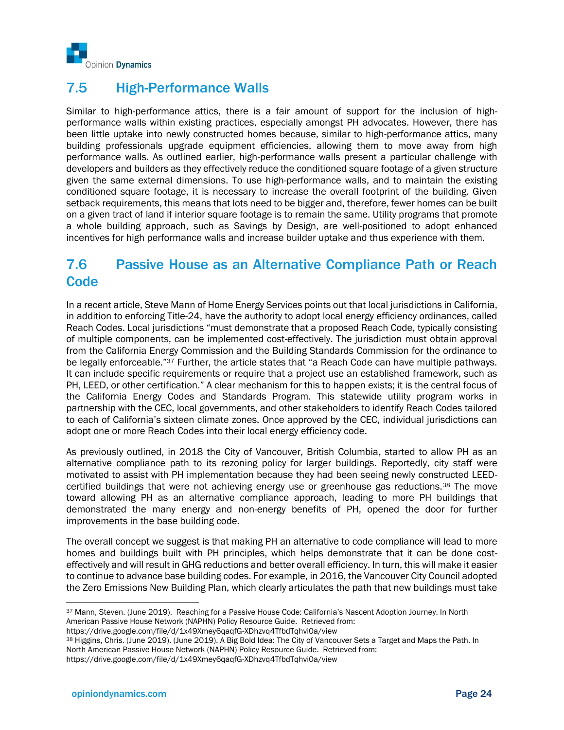## 7.5 High-Performance Walls

Similar to high-performance attics, there is a fair amount of support for the inclusion of high-performance walls within existing practices, especially amongst PH advocates. However, there has been little uptake into newly constructed homes because, similar to high-performance attics, many building professionals upgrade equipment efficiencies, allowing them to move away from high performance walls. As outlined earlier, high-performance walls present a particular challenge with developers and builders as they effectively reduce the conditioned square footage of a given structure given the same external dimensions. To use high-performance walls, and to maintain the existing conditioned square footage, it is necessary to increase the overall footprint of the building. Given setback requirements, this means that lots need to be bigger and, therefore, fewer homes can be built on a given tract of land if interior square footage is to remain the same. Utility programs that promote a whole building approach, such as Savings by Design, are well-positioned to adopt enhanced incentives for high performance walls and increase builder uptake and thus experience with them.

## 7.6 Passive House as an Alternative Compliance Path or Reach Code

In a recent article, Steve Mann of Home Energy Services points out that local jurisdictions in California, in addition to enforcing Title-24, have the authority to adopt local energy efficiency ordinances, called Reach Codes. Local jurisdictions "must demonstrate that a proposed Reach Code, typically consisting of multiple components, can be implemented cost-effectively. The jurisdiction must obtain approval from the California Energy Commission and the Building Standards Commission for the ordinance to be legally enforceable."[37] Further, the article states that "a Reach Code can have multiple pathways. It can include specific requirements or require that a project use an established framework, such as PH, LEED, or other certification." A clear mechanism for this to happen exists; it is the central focus of the California Energy Codes and Standards Program. This statewide utility program works in partnership with the CEC, local governments, and other stakeholders to identify Reach Codes tailored to each of California's sixteen climate zones. Once approved by the CEC, individual jurisdictions can adopt one or more Reach Codes into their local energy efficiency code.

As previously outlined, in 2018 the City of Vancouver, British Columbia, started to allow PH as an alternative compliance path to its rezoning policy for larger buildings. Reportedly, city staff were motivated to assist with PH implementation because they had been seeing newly constructed LEED-certified buildings that were not achieving energy use or greenhouse gas reductions.[38] The move toward allowing PH as an alternative compliance approach, leading to more PH buildings that demonstrated the many energy and non-energy benefits of PH, opened the door for further improvements in the base building code.

The overall concept we suggest is that making PH an alternative to code compliance will lead to more homes and buildings built with PH principles, which helps demonstrate that it can be done cost-effectively and will result in GHG reductions and better overall efficiency. In turn, this will make it easier to continue to advance base building codes. For example, in 2016, the Vancouver City Council adopted the Zero Emissions New Building Plan, which clearly articulates the path that new buildings must take

---

[37] Mann, Steven. (June 2019). Reaching for a Passive House Code: California's Nascent Adoption Journey. In North American Passive House Network (NAPHN) Policy Resource Guide. Retrieved from: https://drive.google.com/file/d/1x49Xmey6qaqfG-XDhzvq4TfbdTqhvi0a/view

[38] Higgins, Chris. (June 2019). (June 2019). A Big Bold Idea: The City of Vancouver Sets a Target and Maps the Path. In North American Passive House Network (NAPHN) Policy Resource Guide. Retrieved from: https://drive.google.com/file/d/1x49Xmey6qaqfG-XDhzvq4TfbdTqhvi0a/view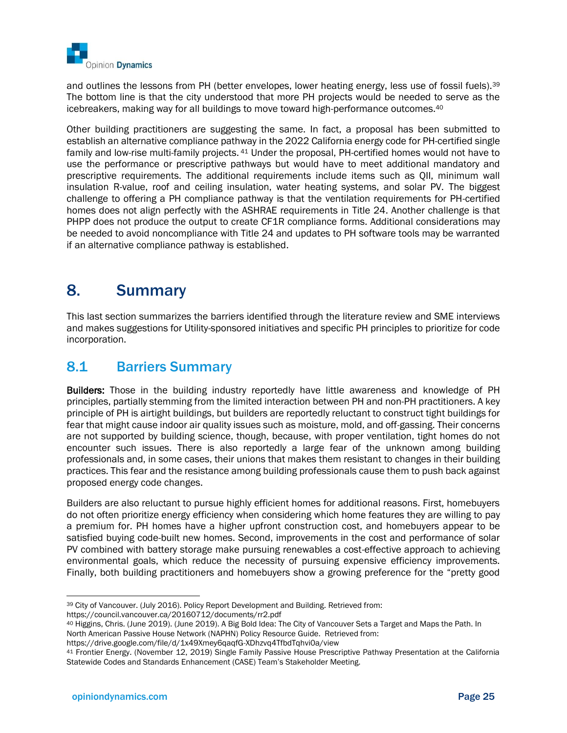and outlines the lessons from PH (better envelopes, lower heating energy, less use of fossil fuels).[39] The bottom line is that the city understood that more PH projects would be needed to serve as the icebreakers, making way for all buildings to move toward high-performance outcomes.[40]

Other building practitioners are suggesting the same. In fact, a proposal has been submitted to establish an alternative compliance pathway in the 2022 California energy code for PH-certified single family and low-rise multi-family projects.[41] Under the proposal, PH-certified homes would not have to use the performance or prescriptive pathways but would have to meet additional mandatory and prescriptive requirements. The additional requirements include items such as QII, minimum wall insulation R-value, roof and ceiling insulation, water heating systems, and solar PV. The biggest challenge to offering a PH compliance pathway is that the ventilation requirements for PH-certified homes does not align perfectly with the ASHRAE requirements in Title 24. Another challenge is that PHPP does not produce the output to create CF1R compliance forms. Additional considerations may be needed to avoid noncompliance with Title 24 and updates to PH software tools may be warranted if an alternative compliance pathway is established.

# 8. Summary

This last section summarizes the barriers identified through the literature review and SME interviews and makes suggestions for Utility-sponsored initiatives and specific PH principles to prioritize for code incorporation.

## 8.1 Barriers Summary

**Builders:** Those in the building industry reportedly have little awareness and knowledge of PH principles, partially stemming from the limited interaction between PH and non-PH practitioners. A key principle of PH is airtight buildings, but builders are reportedly reluctant to construct tight buildings for fear that might cause indoor air quality issues such as moisture, mold, and off-gassing. Their concerns are not supported by building science, though, because, with proper ventilation, tight homes do not encounter such issues. There is also reportedly a large fear of the unknown among building professionals and, in some cases, their unions that makes them resistant to changes in their building practices. This fear and the resistance among building professionals cause them to push back against proposed energy code changes.

Builders are also reluctant to pursue highly efficient homes for additional reasons. First, homebuyers do not often prioritize energy efficiency when considering which home features they are willing to pay a premium for. PH homes have a higher upfront construction cost, and homebuyers appear to be satisfied buying code-built new homes. Second, improvements in the cost and performance of solar PV combined with battery storage make pursuing renewables a cost-effective approach to achieving environmental goals, which reduce the necessity of pursuing expensive efficiency improvements. Finally, both building practitioners and homebuyers show a growing preference for the "pretty good

---

[39] City of Vancouver. (July 2016). Policy Report Development and Building. Retrieved from: https://council.vancouver.ca/20160712/documents/rr2.pdf

[40] Higgins, Chris. (June 2019). (June 2019). A Big Bold Idea: The City of Vancouver Sets a Target and Maps the Path. In North American Passive House Network (NAPHN) Policy Resource Guide. Retrieved from: https://drive.google.com/file/d/1x49Xmey6qaqfG-XDhzvq4TfbdTqhvi0a/view

[41] Frontier Energy. (November 12, 2019) Single Family Passive House Prescriptive Pathway Presentation at the California Statewide Codes and Standards Enhancement (CASE) Team's Stakeholder Meeting.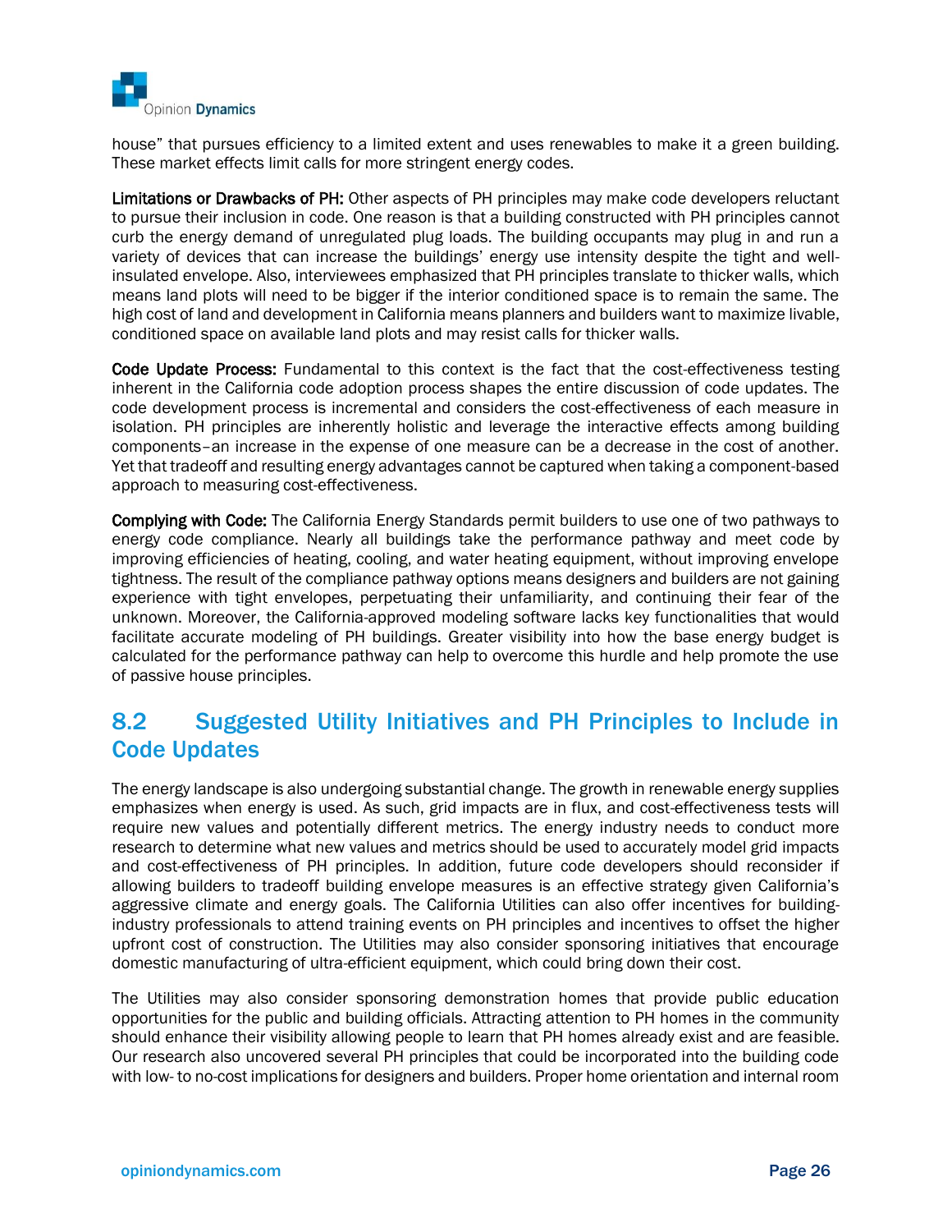house" that pursues efficiency to a limited extent and uses renewables to make it a green building. These market effects limit calls for more stringent energy codes.

**Limitations or Drawbacks of PH:** Other aspects of PH principles may make code developers reluctant to pursue their inclusion in code. One reason is that a building constructed with PH principles cannot curb the energy demand of unregulated plug loads. The building occupants may plug in and run a variety of devices that can increase the buildings' energy use intensity despite the tight and well-insulated envelope. Also, interviewees emphasized that PH principles translate to thicker walls, which means land plots will need to be bigger if the interior conditioned space is to remain the same. The high cost of land and development in California means planners and builders want to maximize livable, conditioned space on available land plots and may resist calls for thicker walls.

**Code Update Process:** Fundamental to this context is the fact that the cost-effectiveness testing inherent in the California code adoption process shapes the entire discussion of code updates. The code development process is incremental and considers the cost-effectiveness of each measure in isolation. PH principles are inherently holistic and leverage the interactive effects among building components–an increase in the expense of one measure can be a decrease in the cost of another. Yet that tradeoff and resulting energy advantages cannot be captured when taking a component-based approach to measuring cost-effectiveness.

**Complying with Code:** The California Energy Standards permit builders to use one of two pathways to energy code compliance. Nearly all buildings take the performance pathway and meet code by improving efficiencies of heating, cooling, and water heating equipment, without improving envelope tightness. The result of the compliance pathway options means designers and builders are not gaining experience with tight envelopes, perpetuating their unfamiliarity, and continuing their fear of the unknown. Moreover, the California-approved modeling software lacks key functionalities that would facilitate accurate modeling of PH buildings. Greater visibility into how the base energy budget is calculated for the performance pathway can help to overcome this hurdle and help promote the use of passive house principles.

## 8.2 Suggested Utility Initiatives and PH Principles to Include in Code Updates

The energy landscape is also undergoing substantial change. The growth in renewable energy supplies emphasizes when energy is used. As such, grid impacts are in flux, and cost-effectiveness tests will require new values and potentially different metrics. The energy industry needs to conduct more research to determine what new values and metrics should be used to accurately model grid impacts and cost-effectiveness of PH principles. In addition, future code developers should reconsider if allowing builders to tradeoff building envelope measures is an effective strategy given California's aggressive climate and energy goals. The California Utilities can also offer incentives for building-industry professionals to attend training events on PH principles and incentives to offset the higher upfront cost of construction. The Utilities may also consider sponsoring initiatives that encourage domestic manufacturing of ultra-efficient equipment, which could bring down their cost.

The Utilities may also consider sponsoring demonstration homes that provide public education opportunities for the public and building officials. Attracting attention to PH homes in the community should enhance their visibility allowing people to learn that PH homes already exist and are feasible. Our research also uncovered several PH principles that could be incorporated into the building code with low- to no-cost implications for designers and builders. Proper home orientation and internal room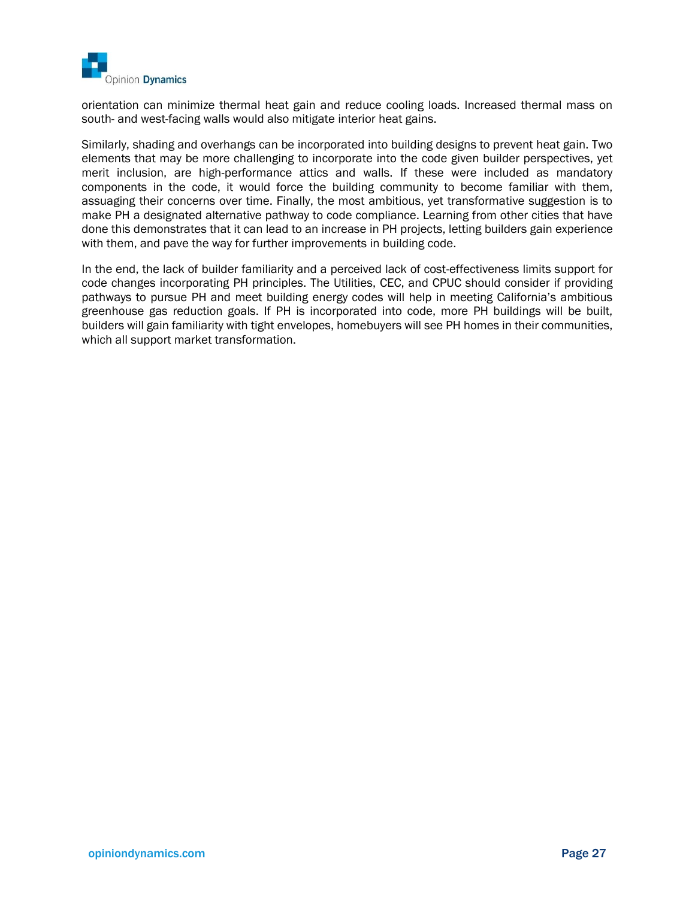orientation can minimize thermal heat gain and reduce cooling loads. Increased thermal mass on south- and west-facing walls would also mitigate interior heat gains.

Similarly, shading and overhangs can be incorporated into building designs to prevent heat gain. Two elements that may be more challenging to incorporate into the code given builder perspectives, yet merit inclusion, are high-performance attics and walls. If these were included as mandatory components in the code, it would force the building community to become familiar with them, assuaging their concerns over time. Finally, the most ambitious, yet transformative suggestion is to make PH a designated alternative pathway to code compliance. Learning from other cities that have done this demonstrates that it can lead to an increase in PH projects, letting builders gain experience with them, and pave the way for further improvements in building code.

In the end, the lack of builder familiarity and a perceived lack of cost-effectiveness limits support for code changes incorporating PH principles. The Utilities, CEC, and CPUC should consider if providing pathways to pursue PH and meet building energy codes will help in meeting California's ambitious greenhouse gas reduction goals. If PH is incorporated into code, more PH buildings will be built, builders will gain familiarity with tight envelopes, homebuyers will see PH homes in their communities, which all support market transformation.